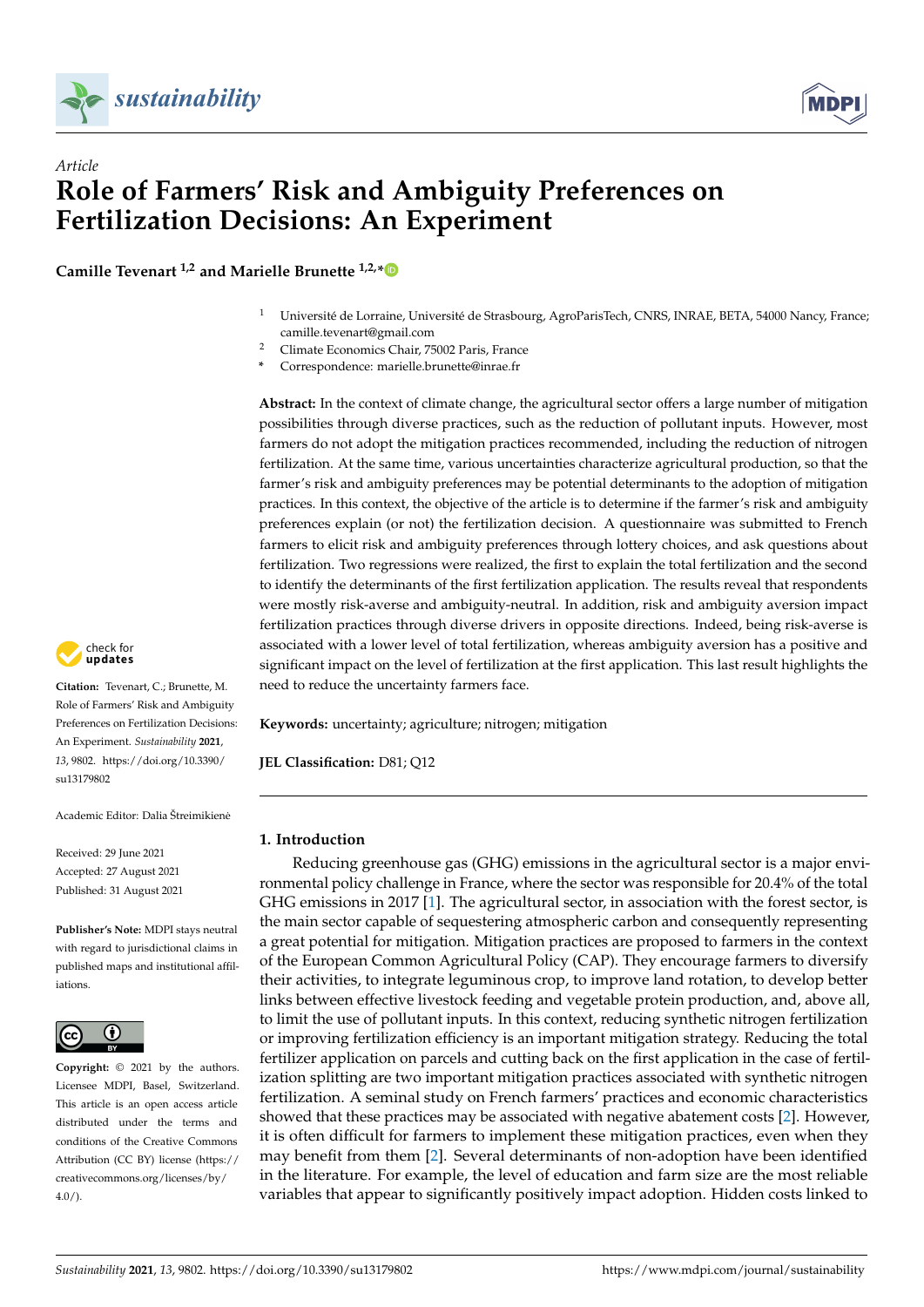*Article*

# Role of Farmers' Risk and Ambiguity Preferences on Fertilization Decisions: An Experiment

**Camille Tevenart [1,2] and Marielle Brunette [1,2,*]**

[1] Université de Lorraine, Université de Strasbourg, AgroParisTech, CNRS, INRAE, BETA, 54000 Nancy, France; camille.tevenart@gmail.com

[2] Climate Economics Chair, 75002 Paris, France

\* Correspondence: marielle.brunette@inrae.fr

**Abstract:** In the context of climate change, the agricultural sector offers a large number of mitigation possibilities through diverse practices, such as the reduction of pollutant inputs. However, most farmers do not adopt the mitigation practices recommended, including the reduction of nitrogen fertilization. At the same time, various uncertainties characterize agricultural production, so that the farmer's risk and ambiguity preferences may be potential determinants to the adoption of mitigation practices. In this context, the objective of the article is to determine if the farmer's risk and ambiguity preferences explain (or not) the fertilization decision. A questionnaire was submitted to French farmers to elicit risk and ambiguity preferences through lottery choices, and ask questions about fertilization. Two regressions were realized, the first to explain the total fertilization and the second to identify the determinants of the first fertilization application. The results reveal that respondents were mostly risk-averse and ambiguity-neutral. In addition, risk and ambiguity aversion impact fertilization practices through diverse drivers in opposite directions. Indeed, being risk-averse is associated with a lower level of total fertilization, whereas ambiguity aversion has a positive and significant impact on the level of fertilization at the first application. This last result highlights the need to reduce the uncertainty farmers face.

**Keywords:** uncertainty; agriculture; nitrogen; mitigation

**JEL Classification:** D81; Q12

**Citation:** Tevenart, C.; Brunette, M. Role of Farmers' Risk and Ambiguity Preferences on Fertilization Decisions: An Experiment. *Sustainability* **2021**, *13*, 9802. https://doi.org/10.3390/su13179802

Academic Editor: Dalia Štreimikienė

Received: 29 June 2021
Accepted: 27 August 2021
Published: 31 August 2021

**Publisher's Note:** MDPI stays neutral with regard to jurisdictional claims in published maps and institutional affiliations.

**Copyright:** © 2021 by the authors. Licensee MDPI, Basel, Switzerland. This article is an open access article distributed under the terms and conditions of the Creative Commons Attribution (CC BY) license (https://creativecommons.org/licenses/by/4.0/).

## 1. Introduction

Reducing greenhouse gas (GHG) emissions in the agricultural sector is a major environmental policy challenge in France, where the sector was responsible for 20.4% of the total GHG emissions in 2017 [1]. The agricultural sector, in association with the forest sector, is the main sector capable of sequestering atmospheric carbon and consequently representing a great potential for mitigation. Mitigation practices are proposed to farmers in the context of the European Common Agricultural Policy (CAP). They encourage farmers to diversify their activities, to integrate leguminous crop, to improve land rotation, to develop better links between effective livestock feeding and vegetable protein production, and, above all, to limit the use of pollutant inputs. In this context, reducing synthetic nitrogen fertilization or improving fertilization efficiency is an important mitigation strategy. Reducing the total fertilizer application on parcels and cutting back on the first application in the case of fertilization splitting are two important mitigation practices associated with synthetic nitrogen fertilization. A seminal study on French farmers' practices and economic characteristics showed that these practices may be associated with negative abatement costs [2]. However, it is often difficult for farmers to implement these mitigation practices, even when they may benefit from them [2]. Several determinants of non-adoption have been identified in the literature. For example, the level of education and farm size are the most reliable variables that appear to significantly positively impact adoption. Hidden costs linked to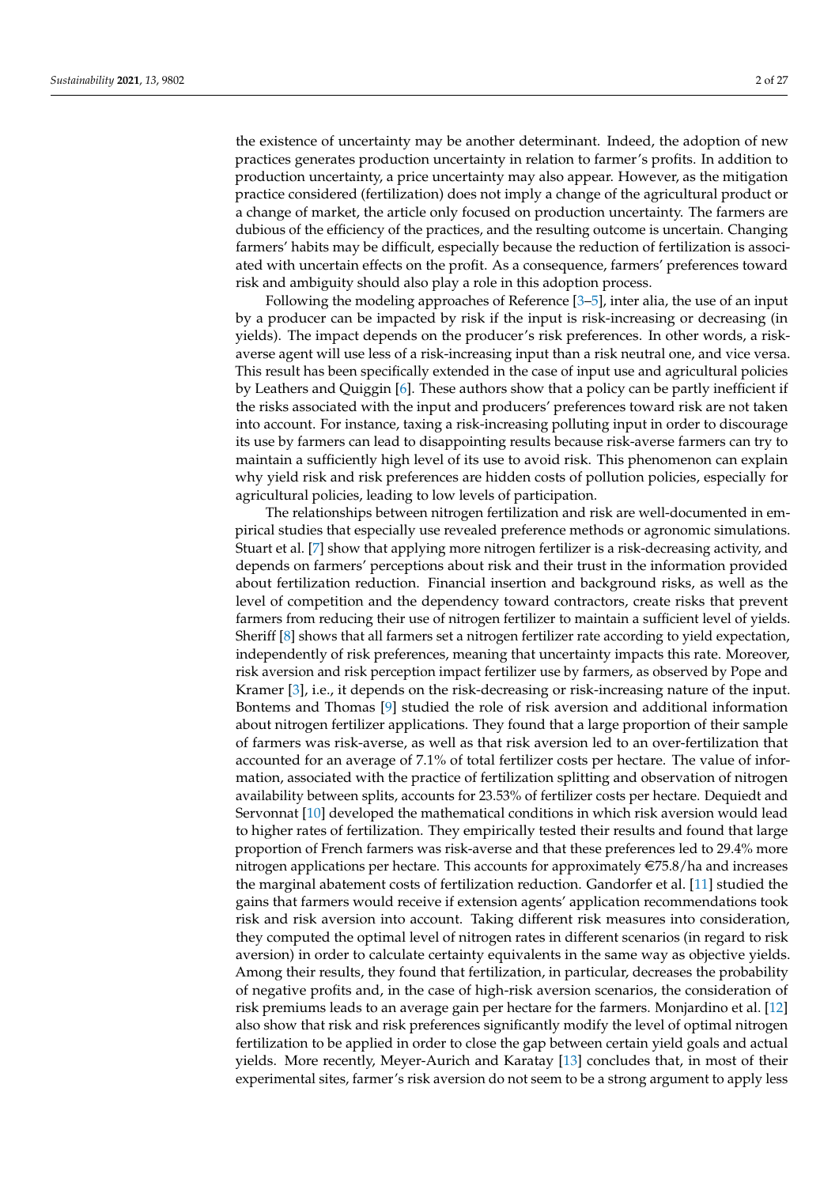the existence of uncertainty may be another determinant. Indeed, the adoption of new practices generates production uncertainty in relation to farmer's profits. In addition to production uncertainty, a price uncertainty may also appear. However, as the mitigation practice considered (fertilization) does not imply a change of the agricultural product or a change of market, the article only focused on production uncertainty. The farmers are dubious of the efficiency of the practices, and the resulting outcome is uncertain. Changing farmers' habits may be difficult, especially because the reduction of fertilization is associated with uncertain effects on the profit. As a consequence, farmers' preferences toward risk and ambiguity should also play a role in this adoption process.

Following the modeling approaches of Reference [3–5], inter alia, the use of an input by a producer can be impacted by risk if the input is risk-increasing or decreasing (in yields). The impact depends on the producer's risk preferences. In other words, a risk-averse agent will use less of a risk-increasing input than a risk neutral one, and vice versa. This result has been specifically extended in the case of input use and agricultural policies by Leathers and Quiggin [6]. These authors show that a policy can be partly inefficient if the risks associated with the input and producers' preferences toward risk are not taken into account. For instance, taxing a risk-increasing polluting input in order to discourage its use by farmers can lead to disappointing results because risk-averse farmers can try to maintain a sufficiently high level of its use to avoid risk. This phenomenon can explain why yield risk and risk preferences are hidden costs of pollution policies, especially for agricultural policies, leading to low levels of participation.

The relationships between nitrogen fertilization and risk are well-documented in empirical studies that especially use revealed preference methods or agronomic simulations. Stuart et al. [7] show that applying more nitrogen fertilizer is a risk-decreasing activity, and depends on farmers' perceptions about risk and their trust in the information provided about fertilization reduction. Financial insertion and background risks, as well as the level of competition and the dependency toward contractors, create risks that prevent farmers from reducing their use of nitrogen fertilizer to maintain a sufficient level of yields. Sheriff [8] shows that all farmers set a nitrogen fertilizer rate according to yield expectation, independently of risk preferences, meaning that uncertainty impacts this rate. Moreover, risk aversion and risk perception impact fertilizer use by farmers, as observed by Pope and Kramer [3], i.e., it depends on the risk-decreasing or risk-increasing nature of the input. Bontems and Thomas [9] studied the role of risk aversion and additional information about nitrogen fertilizer applications. They found that a large proportion of their sample of farmers was risk-averse, as well as that risk aversion led to an over-fertilization that accounted for an average of 7.1% of total fertilizer costs per hectare. The value of information, associated with the practice of fertilization splitting and observation of nitrogen availability between splits, accounts for 23.53% of fertilizer costs per hectare. Dequiedt and Servonnat [10] developed the mathematical conditions in which risk aversion would lead to higher rates of fertilization. They empirically tested their results and found that large proportion of French farmers was risk-averse and that these preferences led to 29.4% more nitrogen applications per hectare. This accounts for approximately €75.8/ha and increases the marginal abatement costs of fertilization reduction. Gandorfer et al. [11] studied the gains that farmers would receive if extension agents' application recommendations took risk and risk aversion into account. Taking different risk measures into consideration, they computed the optimal level of nitrogen rates in different scenarios (in regard to risk aversion) in order to calculate certainty equivalents in the same way as objective yields. Among their results, they found that fertilization, in particular, decreases the probability of negative profits and, in the case of high-risk aversion scenarios, the consideration of risk premiums leads to an average gain per hectare for the farmers. Monjardino et al. [12] also show that risk and risk preferences significantly modify the level of optimal nitrogen fertilization to be applied in order to close the gap between certain yield goals and actual yields. More recently, Meyer-Aurich and Karatay [13] concludes that, in most of their experimental sites, farmer's risk aversion do not seem to be a strong argument to apply less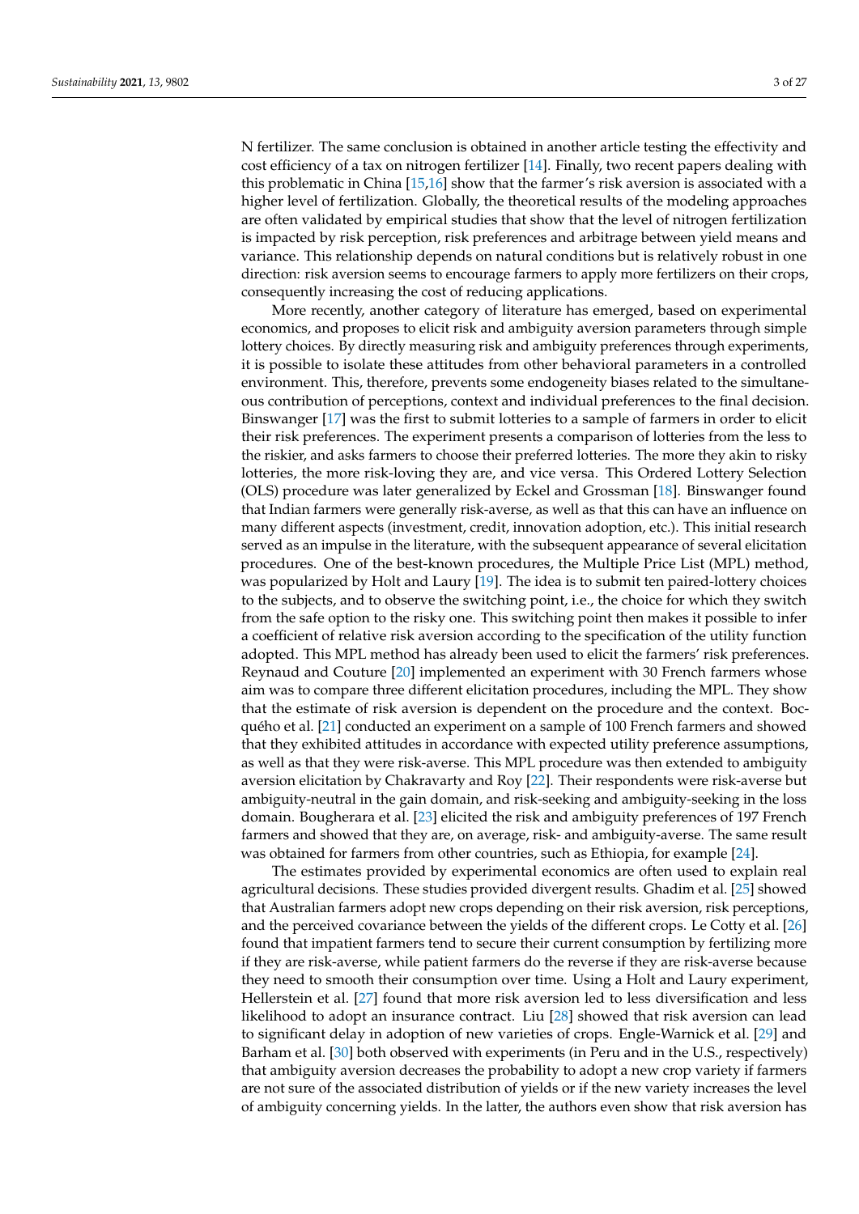N fertilizer. The same conclusion is obtained in another article testing the effectivity and cost efficiency of a tax on nitrogen fertilizer [14]. Finally, two recent papers dealing with this problematic in China [15,16] show that the farmer's risk aversion is associated with a higher level of fertilization. Globally, the theoretical results of the modeling approaches are often validated by empirical studies that show that the level of nitrogen fertilization is impacted by risk perception, risk preferences and arbitrage between yield means and variance. This relationship depends on natural conditions but is relatively robust in one direction: risk aversion seems to encourage farmers to apply more fertilizers on their crops, consequently increasing the cost of reducing applications.

More recently, another category of literature has emerged, based on experimental economics, and proposes to elicit risk and ambiguity aversion parameters through simple lottery choices. By directly measuring risk and ambiguity preferences through experiments, it is possible to isolate these attitudes from other behavioral parameters in a controlled environment. This, therefore, prevents some endogeneity biases related to the simultaneous contribution of perceptions, context and individual preferences to the final decision. Binswanger [17] was the first to submit lotteries to a sample of farmers in order to elicit their risk preferences. The experiment presents a comparison of lotteries from the less to the riskier, and asks farmers to choose their preferred lotteries. The more they akin to risky lotteries, the more risk-loving they are, and vice versa. This Ordered Lottery Selection (OLS) procedure was later generalized by Eckel and Grossman [18]. Binswanger found that Indian farmers were generally risk-averse, as well as that this can have an influence on many different aspects (investment, credit, innovation adoption, etc.). This initial research served as an impulse in the literature, with the subsequent appearance of several elicitation procedures. One of the best-known procedures, the Multiple Price List (MPL) method, was popularized by Holt and Laury [19]. The idea is to submit ten paired-lottery choices to the subjects, and to observe the switching point, i.e., the choice for which they switch from the safe option to the risky one. This switching point then makes it possible to infer a coefficient of relative risk aversion according to the specification of the utility function adopted. This MPL method has already been used to elicit the farmers' risk preferences. Reynaud and Couture [20] implemented an experiment with 30 French farmers whose aim was to compare three different elicitation procedures, including the MPL. They show that the estimate of risk aversion is dependent on the procedure and the context. Bocquého et al. [21] conducted an experiment on a sample of 100 French farmers and showed that they exhibited attitudes in accordance with expected utility preference assumptions, as well as that they were risk-averse. This MPL procedure was then extended to ambiguity aversion elicitation by Chakravarty and Roy [22]. Their respondents were risk-averse but ambiguity-neutral in the gain domain, and risk-seeking and ambiguity-seeking in the loss domain. Bougherara et al. [23] elicited the risk and ambiguity preferences of 197 French farmers and showed that they are, on average, risk- and ambiguity-averse. The same result was obtained for farmers from other countries, such as Ethiopia, for example [24].

The estimates provided by experimental economics are often used to explain real agricultural decisions. These studies provided divergent results. Ghadim et al. [25] showed that Australian farmers adopt new crops depending on their risk aversion, risk perceptions, and the perceived covariance between the yields of the different crops. Le Cotty et al. [26] found that impatient farmers tend to secure their current consumption by fertilizing more if they are risk-averse, while patient farmers do the reverse if they are risk-averse because they need to smooth their consumption over time. Using a Holt and Laury experiment, Hellerstein et al. [27] found that more risk aversion led to less diversification and less likelihood to adopt an insurance contract. Liu [28] showed that risk aversion can lead to significant delay in adoption of new varieties of crops. Engle-Warnick et al. [29] and Barham et al. [30] both observed with experiments (in Peru and in the U.S., respectively) that ambiguity aversion decreases the probability to adopt a new crop variety if farmers are not sure of the associated distribution of yields or if the new variety increases the level of ambiguity concerning yields. In the latter, the authors even show that risk aversion has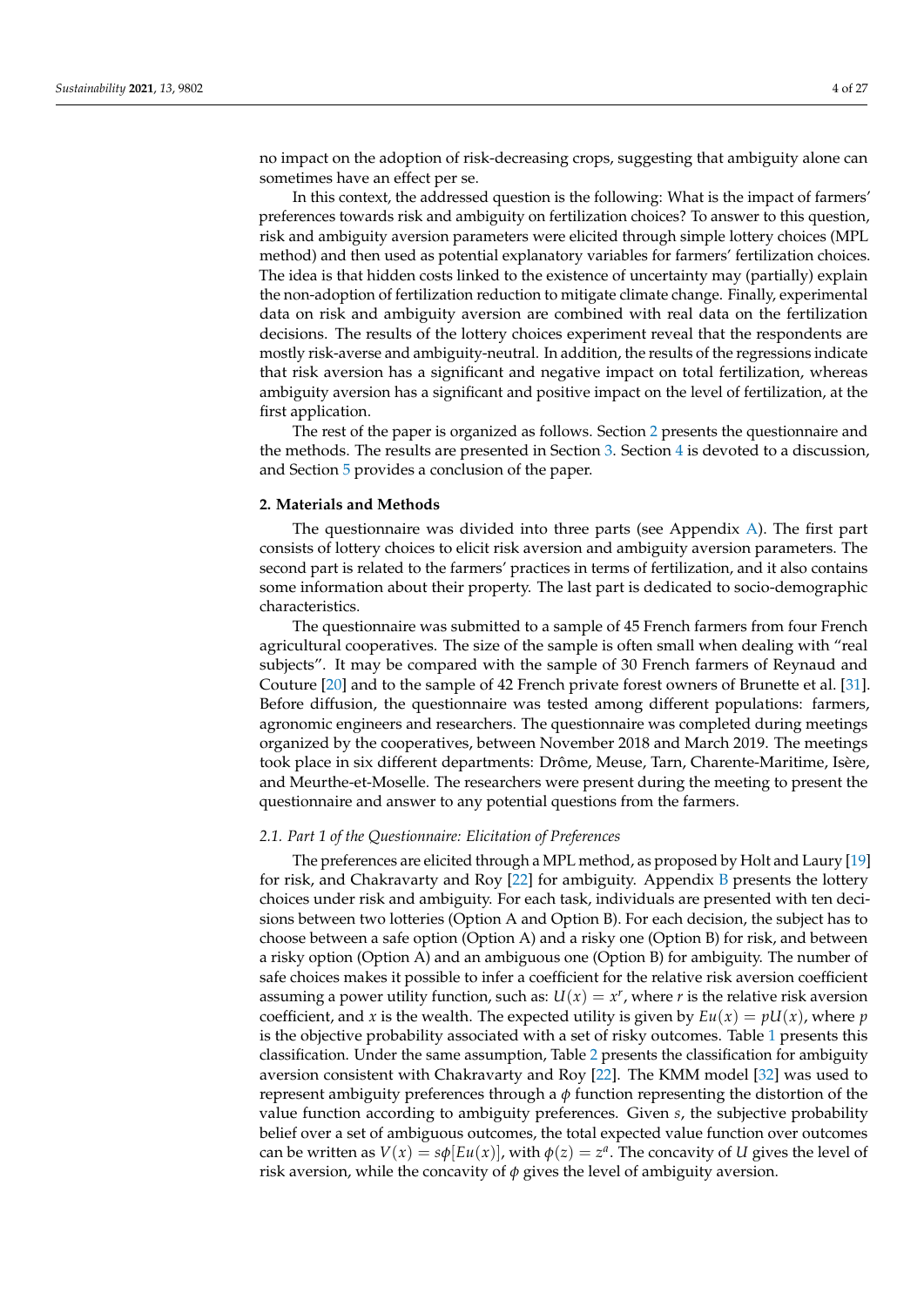no impact on the adoption of risk-decreasing crops, suggesting that ambiguity alone can sometimes have an effect per se.

In this context, the addressed question is the following: What is the impact of farmers' preferences towards risk and ambiguity on fertilization choices? To answer to this question, risk and ambiguity aversion parameters were elicited through simple lottery choices (MPL method) and then used as potential explanatory variables for farmers' fertilization choices. The idea is that hidden costs linked to the existence of uncertainty may (partially) explain the non-adoption of fertilization reduction to mitigate climate change. Finally, experimental data on risk and ambiguity aversion are combined with real data on the fertilization decisions. The results of the lottery choices experiment reveal that the respondents are mostly risk-averse and ambiguity-neutral. In addition, the results of the regressions indicate that risk aversion has a significant and negative impact on total fertilization, whereas ambiguity aversion has a significant and positive impact on the level of fertilization, at the first application.

The rest of the paper is organized as follows. Section 2 presents the questionnaire and the methods. The results are presented in Section 3. Section 4 is devoted to a discussion, and Section 5 provides a conclusion of the paper.

## 2. Materials and Methods

The questionnaire was divided into three parts (see Appendix A). The first part consists of lottery choices to elicit risk aversion and ambiguity aversion parameters. The second part is related to the farmers' practices in terms of fertilization, and it also contains some information about their property. The last part is dedicated to socio-demographic characteristics.

The questionnaire was submitted to a sample of 45 French farmers from four French agricultural cooperatives. The size of the sample is often small when dealing with "real subjects". It may be compared with the sample of 30 French farmers of Reynaud and Couture [20] and to the sample of 42 French private forest owners of Brunette et al. [31]. Before diffusion, the questionnaire was tested among different populations: farmers, agronomic engineers and researchers. The questionnaire was completed during meetings organized by the cooperatives, between November 2018 and March 2019. The meetings took place in six different departments: Drôme, Meuse, Tarn, Charente-Maritime, Isère, and Meurthe-et-Moselle. The researchers were present during the meeting to present the questionnaire and answer to any potential questions from the farmers.

### *2.1. Part 1 of the Questionnaire: Elicitation of Preferences*

The preferences are elicited through a MPL method, as proposed by Holt and Laury [19] for risk, and Chakravarty and Roy [22] for ambiguity. Appendix B presents the lottery choices under risk and ambiguity. For each task, individuals are presented with ten decisions between two lotteries (Option A and Option B). For each decision, the subject has to choose between a safe option (Option A) and a risky one (Option B) for risk, and between a risky option (Option A) and an ambiguous one (Option B) for ambiguity. The number of safe choices makes it possible to infer a coefficient for the relative risk aversion coefficient assuming a power utility function, such as: $U(x) = x^r$, where $r$ is the relative risk aversion coefficient, and $x$ is the wealth. The expected utility is given by $Eu(x) = pU(x)$, where $p$ is the objective probability associated with a set of risky outcomes. Table 1 presents this classification. Under the same assumption, Table 2 presents the classification for ambiguity aversion consistent with Chakravarty and Roy [22]. The KMM model [32] was used to represent ambiguity preferences through a $\phi$ function representing the distortion of the value function according to ambiguity preferences. Given $s$, the subjective probability belief over a set of ambiguous outcomes, the total expected value function over outcomes can be written as $V(x) = s\phi[Eu(x)]$, with $\phi(z) = z^a$. The concavity of $U$ gives the level of risk aversion, while the concavity of $\phi$ gives the level of ambiguity aversion.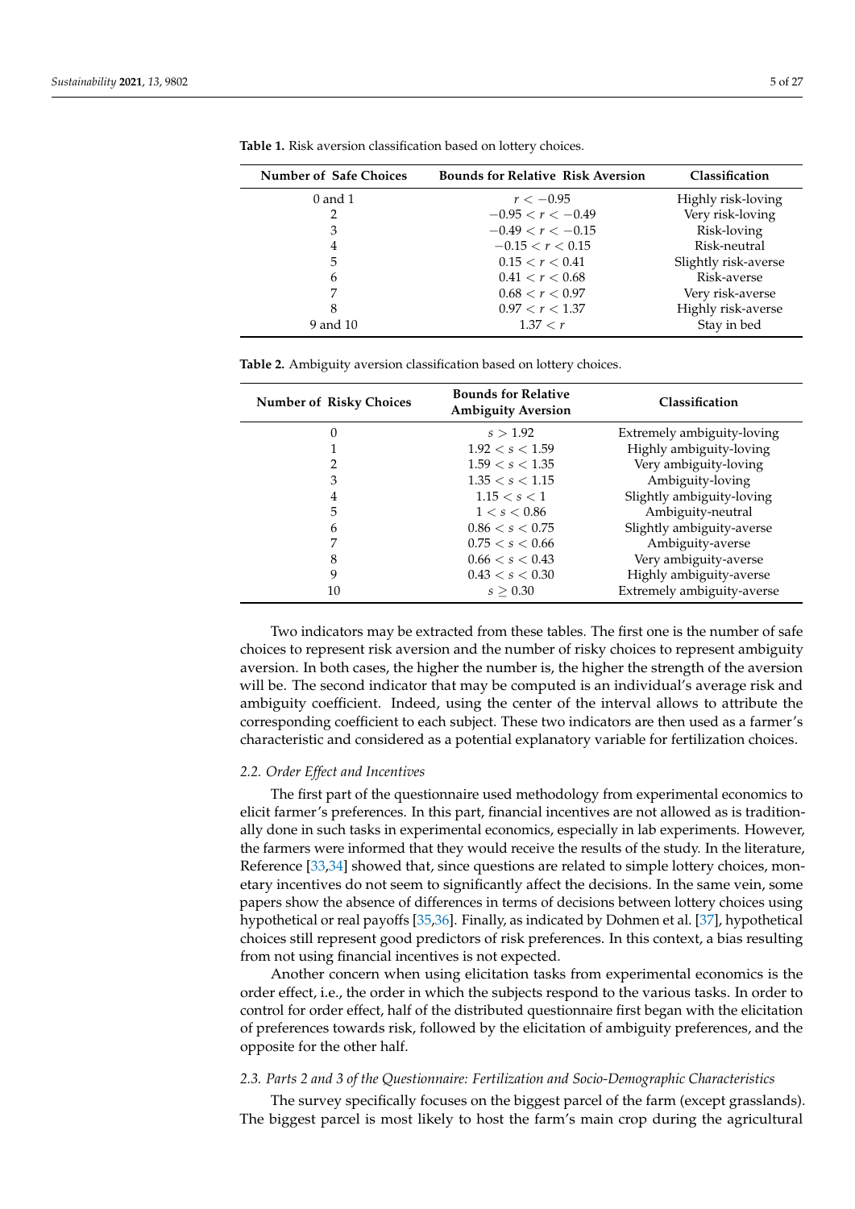**Table 1.** Risk aversion classification based on lottery choices.

| Number of Safe Choices | Bounds for Relative Risk Aversion | Classification |
|---|---|---|
| 0 and 1 | $r < -0.95$ | Highly risk-loving |
| 2 | $-0.95 < r < -0.49$ | Very risk-loving |
| 3 | $-0.49 < r < -0.15$ | Risk-loving |
| 4 | $-0.15 < r < 0.15$ | Risk-neutral |
| 5 | $0.15 < r < 0.41$ | Slightly risk-averse |
| 6 | $0.41 < r < 0.68$ | Risk-averse |
| 7 | $0.68 < r < 0.97$ | Very risk-averse |
| 8 | $0.97 < r < 1.37$ | Highly risk-averse |
| 9 and 10 | $1.37 < r$ | Stay in bed |

**Table 2.** Ambiguity aversion classification based on lottery choices.

| Number of Risky Choices | Bounds for Relative Ambiguity Aversion | Classification |
|---|---|---|
| 0 | $s > 1.92$ | Extremely ambiguity-loving |
| 1 | $1.92 < s < 1.59$ | Highly ambiguity-loving |
| 2 | $1.59 < s < 1.35$ | Very ambiguity-loving |
| 3 | $1.35 < s < 1.15$ | Ambiguity-loving |
| 4 | $1.15 < s < 1$ | Slightly ambiguity-loving |
| 5 | $1 < s < 0.86$ | Ambiguity-neutral |
| 6 | $0.86 < s < 0.75$ | Slightly ambiguity-averse |
| 7 | $0.75 < s < 0.66$ | Ambiguity-averse |
| 8 | $0.66 < s < 0.43$ | Very ambiguity-averse |
| 9 | $0.43 < s < 0.30$ | Highly ambiguity-averse |
| 10 | $s \geq 0.30$ | Extremely ambiguity-averse |

Two indicators may be extracted from these tables. The first one is the number of safe choices to represent risk aversion and the number of risky choices to represent ambiguity aversion. In both cases, the higher the number is, the higher the strength of the aversion will be. The second indicator that may be computed is an individual's average risk and ambiguity coefficient. Indeed, using the center of the interval allows to attribute the corresponding coefficient to each subject. These two indicators are then used as a farmer's characteristic and considered as a potential explanatory variable for fertilization choices.

### 2.2. Order Effect and Incentives

The first part of the questionnaire used methodology from experimental economics to elicit farmer's preferences. In this part, financial incentives are not allowed as is traditionally done in such tasks in experimental economics, especially in lab experiments. However, the farmers were informed that they would receive the results of the study. In the literature, Reference [33,34] showed that, since questions are related to simple lottery choices, monetary incentives do not seem to significantly affect the decisions. In the same vein, some papers show the absence of differences in terms of decisions between lottery choices using hypothetical or real payoffs [35,36]. Finally, as indicated by Dohmen et al. [37], hypothetical choices still represent good predictors of risk preferences. In this context, a bias resulting from not using financial incentives is not expected.

Another concern when using elicitation tasks from experimental economics is the order effect, i.e., the order in which the subjects respond to the various tasks. In order to control for order effect, half of the distributed questionnaire first began with the elicitation of preferences towards risk, followed by the elicitation of ambiguity preferences, and the opposite for the other half.

### 2.3. Parts 2 and 3 of the Questionnaire: Fertilization and Socio-Demographic Characteristics

The survey specifically focuses on the biggest parcel of the farm (except grasslands). The biggest parcel is most likely to host the farm's main crop during the agricultural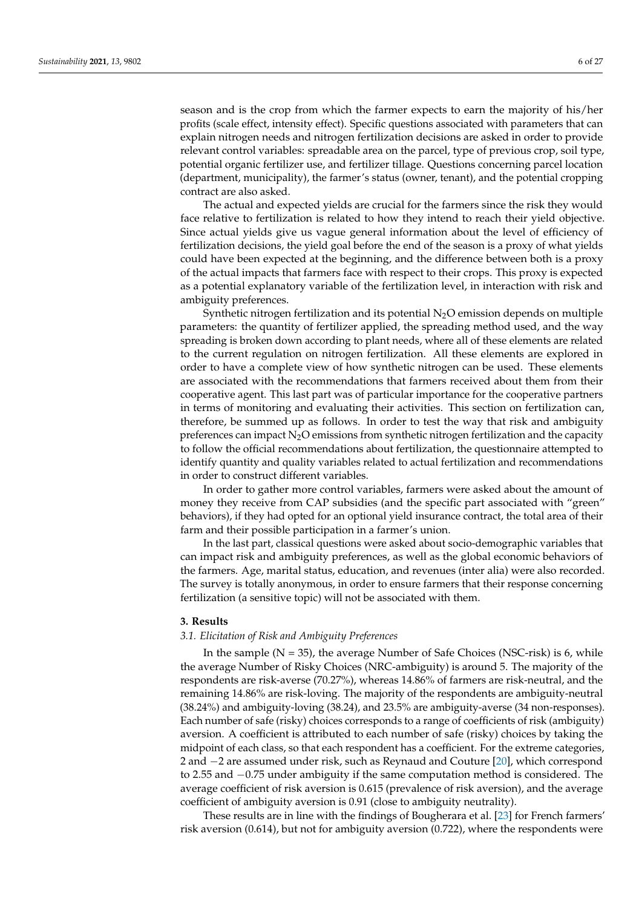season and is the crop from which the farmer expects to earn the majority of his/her profits (scale effect, intensity effect). Specific questions associated with parameters that can explain nitrogen needs and nitrogen fertilization decisions are asked in order to provide relevant control variables: spreadable area on the parcel, type of previous crop, soil type, potential organic fertilizer use, and fertilizer tillage. Questions concerning parcel location (department, municipality), the farmer's status (owner, tenant), and the potential cropping contract are also asked.

The actual and expected yields are crucial for the farmers since the risk they would face relative to fertilization is related to how they intend to reach their yield objective. Since actual yields give us vague general information about the level of efficiency of fertilization decisions, the yield goal before the end of the season is a proxy of what yields could have been expected at the beginning, and the difference between both is a proxy of the actual impacts that farmers face with respect to their crops. This proxy is expected as a potential explanatory variable of the fertilization level, in interaction with risk and ambiguity preferences.

Synthetic nitrogen fertilization and its potential $N_2O$ emission depends on multiple parameters: the quantity of fertilizer applied, the spreading method used, and the way spreading is broken down according to plant needs, where all of these elements are related to the current regulation on nitrogen fertilization. All these elements are explored in order to have a complete view of how synthetic nitrogen can be used. These elements are associated with the recommendations that farmers received about them from their cooperative agent. This last part was of particular importance for the cooperative partners in terms of monitoring and evaluating their activities. This section on fertilization can, therefore, be summed up as follows. In order to test the way that risk and ambiguity preferences can impact $N_2O$ emissions from synthetic nitrogen fertilization and the capacity to follow the official recommendations about fertilization, the questionnaire attempted to identify quantity and quality variables related to actual fertilization and recommendations in order to construct different variables.

In order to gather more control variables, farmers were asked about the amount of money they receive from CAP subsidies (and the specific part associated with "green" behaviors), if they had opted for an optional yield insurance contract, the total area of their farm and their possible participation in a farmer's union.

In the last part, classical questions were asked about socio-demographic variables that can impact risk and ambiguity preferences, as well as the global economic behaviors of the farmers. Age, marital status, education, and revenues (inter alia) were also recorded. The survey is totally anonymous, in order to ensure farmers that their response concerning fertilization (a sensitive topic) will not be associated with them.

## 3. Results

### *3.1. Elicitation of Risk and Ambiguity Preferences*

In the sample (N = 35), the average Number of Safe Choices (NSC-risk) is 6, while the average Number of Risky Choices (NRC-ambiguity) is around 5. The majority of the respondents are risk-averse (70.27%), whereas 14.86% of farmers are risk-neutral, and the remaining 14.86% are risk-loving. The majority of the respondents are ambiguity-neutral (38.24%) and ambiguity-loving (38.24), and 23.5% are ambiguity-averse (34 non-responses). Each number of safe (risky) choices corresponds to a range of coefficients of risk (ambiguity) aversion. A coefficient is attributed to each number of safe (risky) choices by taking the midpoint of each class, so that each respondent has a coefficient. For the extreme categories, 2 and −2 are assumed under risk, such as Reynaud and Couture [20], which correspond to 2.55 and −0.75 under ambiguity if the same computation method is considered. The average coefficient of risk aversion is 0.615 (prevalence of risk aversion), and the average coefficient of ambiguity aversion is 0.91 (close to ambiguity neutrality).

These results are in line with the findings of Bougherara et al. [23] for French farmers' risk aversion (0.614), but not for ambiguity aversion (0.722), where the respondents were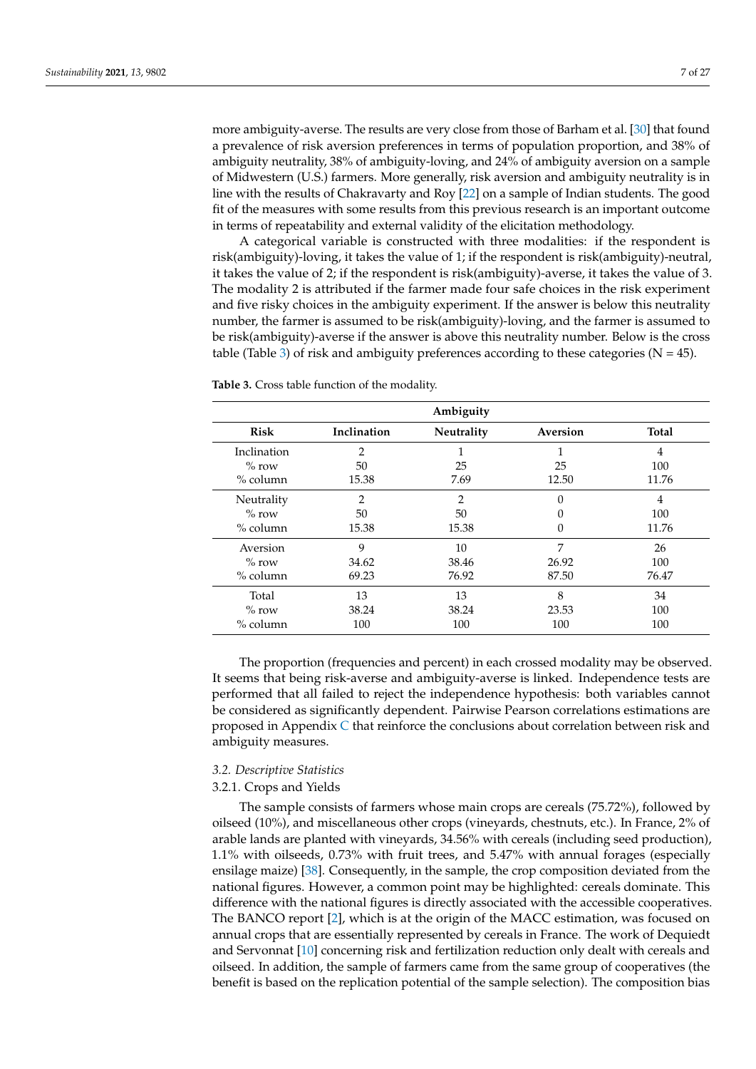more ambiguity-averse. The results are very close from those of Barham et al. [30] that found a prevalence of risk aversion preferences in terms of population proportion, and 38% of ambiguity neutrality, 38% of ambiguity-loving, and 24% of ambiguity aversion on a sample of Midwestern (U.S.) farmers. More generally, risk aversion and ambiguity neutrality is in line with the results of Chakravarty and Roy [22] on a sample of Indian students. The good fit of the measures with some results from this previous research is an important outcome in terms of repeatability and external validity of the elicitation methodology.

A categorical variable is constructed with three modalities: if the respondent is risk(ambiguity)-loving, it takes the value of 1; if the respondent is risk(ambiguity)-neutral, it takes the value of 2; if the respondent is risk(ambiguity)-averse, it takes the value of 3. The modality 2 is attributed if the farmer made four safe choices in the risk experiment and five risky choices in the ambiguity experiment. If the answer is below this neutrality number, the farmer is assumed to be risk(ambiguity)-loving, and the farmer is assumed to be risk(ambiguity)-averse if the answer is above this neutrality number. Below is the cross table (Table 3) of risk and ambiguity preferences according to these categories (N = 45).

**Table 3.** Cross table function of the modality.

| | Ambiguity | | | |
|---|---|---|---|---|
| **Risk** | **Inclination** | **Neutrality** | **Aversion** | **Total** |
| Inclination | 2 | 1 | 1 | 4 |
| % row | 50 | 25 | 25 | 100 |
| % column | 15.38 | 7.69 | 12.50 | 11.76 |
| Neutrality | 2 | 2 | 0 | 4 |
| % row | 50 | 50 | 0 | 100 |
| % column | 15.38 | 15.38 | 0 | 11.76 |
| Aversion | 9 | 10 | 7 | 26 |
| % row | 34.62 | 38.46 | 26.92 | 100 |
| % column | 69.23 | 76.92 | 87.50 | 76.47 |
| Total | 13 | 13 | 8 | 34 |
| % row | 38.24 | 38.24 | 23.53 | 100 |
| % column | 100 | 100 | 100 | 100 |

The proportion (frequencies and percent) in each crossed modality may be observed. It seems that being risk-averse and ambiguity-averse is linked. Independence tests are performed that all failed to reject the independence hypothesis: both variables cannot be considered as significantly dependent. Pairwise Pearson correlations estimations are proposed in Appendix C that reinforce the conclusions about correlation between risk and ambiguity measures.

### 3.2. Descriptive Statistics

#### 3.2.1. Crops and Yields

The sample consists of farmers whose main crops are cereals (75.72%), followed by oilseed (10%), and miscellaneous other crops (vineyards, chestnuts, etc.). In France, 2% of arable lands are planted with vineyards, 34.56% with cereals (including seed production), 1.1% with oilseeds, 0.73% with fruit trees, and 5.47% with annual forages (especially ensilage maize) [38]. Consequently, in the sample, the crop composition deviated from the national figures. However, a common point may be highlighted: cereals dominate. This difference with the national figures is directly associated with the accessible cooperatives. The BANCO report [2], which is at the origin of the MACC estimation, was focused on annual crops that are essentially represented by cereals in France. The work of Dequiedt and Servonnat [10] concerning risk and fertilization reduction only dealt with cereals and oilseed. In addition, the sample of farmers came from the same group of cooperatives (the benefit is based on the replication potential of the sample selection). The composition bias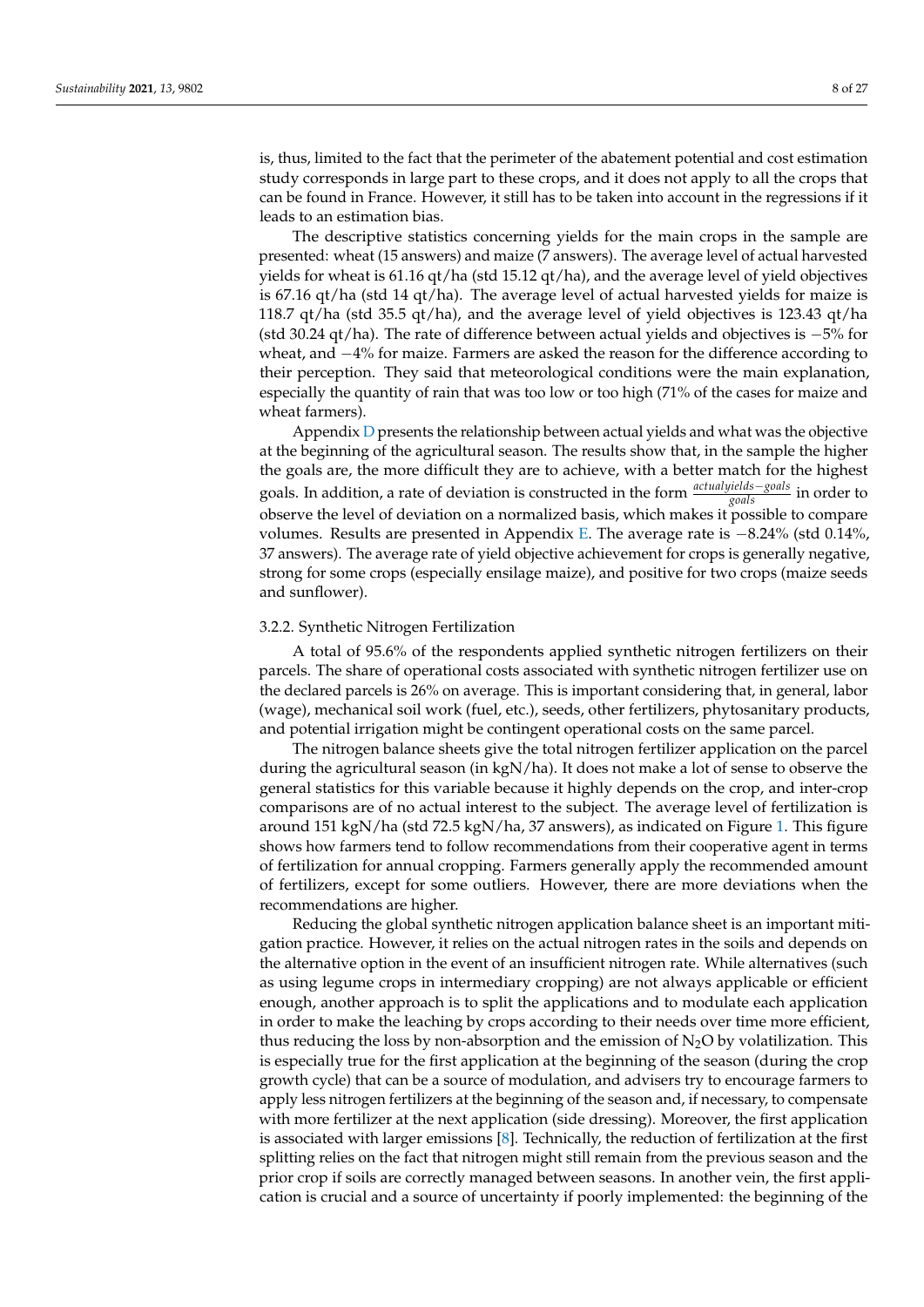is, thus, limited to the fact that the perimeter of the abatement potential and cost estimation study corresponds in large part to these crops, and it does not apply to all the crops that can be found in France. However, it still has to be taken into account in the regressions if it leads to an estimation bias.

The descriptive statistics concerning yields for the main crops in the sample are presented: wheat (15 answers) and maize (7 answers). The average level of actual harvested yields for wheat is 61.16 qt/ha (std 15.12 qt/ha), and the average level of yield objectives is 67.16 qt/ha (std 14 qt/ha). The average level of actual harvested yields for maize is 118.7 qt/ha (std 35.5 qt/ha), and the average level of yield objectives is 123.43 qt/ha (std 30.24 qt/ha). The rate of difference between actual yields and objectives is −5% for wheat, and −4% for maize. Farmers are asked the reason for the difference according to their perception. They said that meteorological conditions were the main explanation, especially the quantity of rain that was too low or too high (71% of the cases for maize and wheat farmers).

Appendix D presents the relationship between actual yields and what was the objective at the beginning of the agricultural season. The results show that, in the sample the higher the goals are, the more difficult they are to achieve, with a better match for the highest goals. In addition, a rate of deviation is constructed in the form $\frac{actualyields - goals}{goals}$ in order to observe the level of deviation on a normalized basis, which makes it possible to compare volumes. Results are presented in Appendix E. The average rate is −8.24% (std 0.14%, 37 answers). The average rate of yield objective achievement for crops is generally negative, strong for some crops (especially ensilage maize), and positive for two crops (maize seeds and sunflower).

### 3.2.2. Synthetic Nitrogen Fertilization

A total of 95.6% of the respondents applied synthetic nitrogen fertilizers on their parcels. The share of operational costs associated with synthetic nitrogen fertilizer use on the declared parcels is 26% on average. This is important considering that, in general, labor (wage), mechanical soil work (fuel, etc.), seeds, other fertilizers, phytosanitary products, and potential irrigation might be contingent operational costs on the same parcel.

The nitrogen balance sheets give the total nitrogen fertilizer application on the parcel during the agricultural season (in kgN/ha). It does not make a lot of sense to observe the general statistics for this variable because it highly depends on the crop, and inter-crop comparisons are of no actual interest to the subject. The average level of fertilization is around 151 kgN/ha (std 72.5 kgN/ha, 37 answers), as indicated on Figure 1. This figure shows how farmers tend to follow recommendations from their cooperative agent in terms of fertilization for annual cropping. Farmers generally apply the recommended amount of fertilizers, except for some outliers. However, there are more deviations when the recommendations are higher.

Reducing the global synthetic nitrogen application balance sheet is an important mitigation practice. However, it relies on the actual nitrogen rates in the soils and depends on the alternative option in the event of an insufficient nitrogen rate. While alternatives (such as using legume crops in intermediary cropping) are not always applicable or efficient enough, another approach is to split the applications and to modulate each application in order to make the leaching by crops according to their needs over time more efficient, thus reducing the loss by non-absorption and the emission of $N_2O$ by volatilization. This is especially true for the first application at the beginning of the season (during the crop growth cycle) that can be a source of modulation, and advisers try to encourage farmers to apply less nitrogen fertilizers at the beginning of the season and, if necessary, to compensate with more fertilizer at the next application (side dressing). Moreover, the first application is associated with larger emissions [8]. Technically, the reduction of fertilization at the first splitting relies on the fact that nitrogen might still remain from the previous season and the prior crop if soils are correctly managed between seasons. In another vein, the first application is crucial and a source of uncertainty if poorly implemented: the beginning of the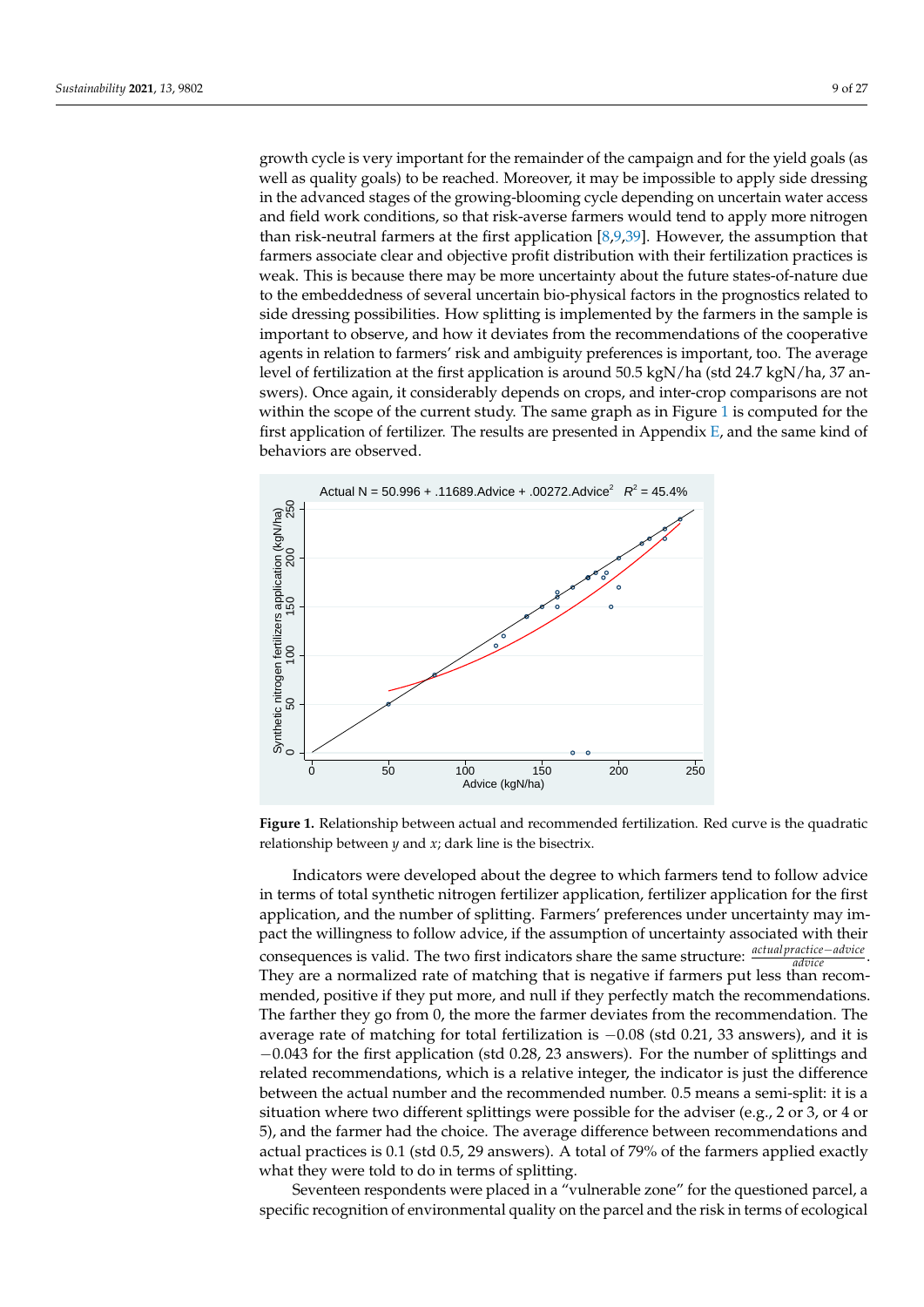growth cycle is very important for the remainder of the campaign and for the yield goals (as well as quality goals) to be reached. Moreover, it may be impossible to apply side dressing in the advanced stages of the growing-blooming cycle depending on uncertain water access and field work conditions, so that risk-averse farmers would tend to apply more nitrogen than risk-neutral farmers at the first application [8,9,39]. However, the assumption that farmers associate clear and objective profit distribution with their fertilization practices is weak. This is because there may be more uncertainty about the future states-of-nature due to the embeddedness of several uncertain bio-physical factors in the prognostics related to side dressing possibilities. How splitting is implemented by the farmers in the sample is important to observe, and how it deviates from the recommendations of the cooperative agents in relation to farmers' risk and ambiguity preferences is important, too. The average level of fertilization at the first application is around 50.5 kgN/ha (std 24.7 kgN/ha, 37 answers). Once again, it considerably depends on crops, and inter-crop comparisons are not within the scope of the current study. The same graph as in Figure 1 is computed for the first application of fertilizer. The results are presented in Appendix E, and the same kind of behaviors are observed.

**Figure 1.** Relationship between actual and recommended fertilization. Red curve is the quadratic relationship between $y$ and $x$; dark line is the bisectrix.

Indicators were developed about the degree to which farmers tend to follow advice in terms of total synthetic nitrogen fertilizer application, fertilizer application for the first application, and the number of splitting. Farmers' preferences under uncertainty may impact the willingness to follow advice, if the assumption of uncertainty associated with their consequences is valid. The two first indicators share the same structure: $\frac{actual\,practice - advice}{advice}$. They are a normalized rate of matching that is negative if farmers put less than recommended, positive if they put more, and null if they perfectly match the recommendations. The farther they go from 0, the more the farmer deviates from the recommendation. The average rate of matching for total fertilization is $-0.08$ (std 0.21, 33 answers), and it is $-0.043$ for the first application (std 0.28, 23 answers). For the number of splittings and related recommendations, which is a relative integer, the indicator is just the difference between the actual number and the recommended number. 0.5 means a semi-split: it is a situation where two different splittings were possible for the adviser (e.g., 2 or 3, or 4 or 5), and the farmer had the choice. The average difference between recommendations and actual practices is 0.1 (std 0.5, 29 answers). A total of 79% of the farmers applied exactly what they were told to do in terms of splitting.

Seventeen respondents were placed in a "vulnerable zone" for the questioned parcel, a specific recognition of environmental quality on the parcel and the risk in terms of ecological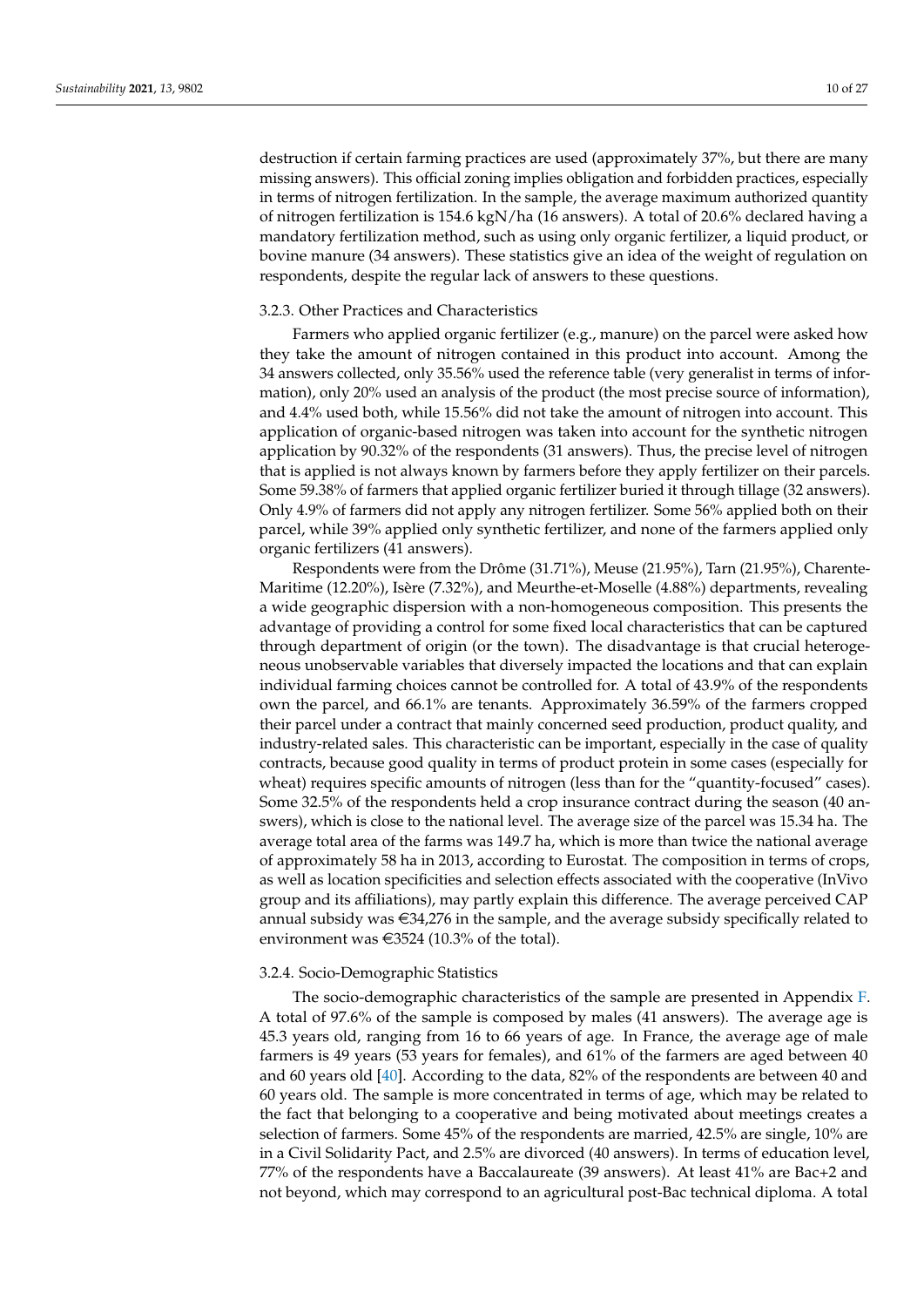destruction if certain farming practices are used (approximately 37%, but there are many missing answers). This official zoning implies obligation and forbidden practices, especially in terms of nitrogen fertilization. In the sample, the average maximum authorized quantity of nitrogen fertilization is 154.6 kgN/ha (16 answers). A total of 20.6% declared having a mandatory fertilization method, such as using only organic fertilizer, a liquid product, or bovine manure (34 answers). These statistics give an idea of the weight of regulation on respondents, despite the regular lack of answers to these questions.

### 3.2.3. Other Practices and Characteristics

Farmers who applied organic fertilizer (e.g., manure) on the parcel were asked how they take the amount of nitrogen contained in this product into account. Among the 34 answers collected, only 35.56% used the reference table (very generalist in terms of information), only 20% used an analysis of the product (the most precise source of information), and 4.4% used both, while 15.56% did not take the amount of nitrogen into account. This application of organic-based nitrogen was taken into account for the synthetic nitrogen application by 90.32% of the respondents (31 answers). Thus, the precise level of nitrogen that is applied is not always known by farmers before they apply fertilizer on their parcels. Some 59.38% of farmers that applied organic fertilizer buried it through tillage (32 answers). Only 4.9% of farmers did not apply any nitrogen fertilizer. Some 56% applied both on their parcel, while 39% applied only synthetic fertilizer, and none of the farmers applied only organic fertilizers (41 answers).

Respondents were from the Drôme (31.71%), Meuse (21.95%), Tarn (21.95%), Charente-Maritime (12.20%), Isère (7.32%), and Meurthe-et-Moselle (4.88%) departments, revealing a wide geographic dispersion with a non-homogeneous composition. This presents the advantage of providing a control for some fixed local characteristics that can be captured through department of origin (or the town). The disadvantage is that crucial heterogeneous unobservable variables that diversely impacted the locations and that can explain individual farming choices cannot be controlled for. A total of 43.9% of the respondents own the parcel, and 66.1% are tenants. Approximately 36.59% of the farmers cropped their parcel under a contract that mainly concerned seed production, product quality, and industry-related sales. This characteristic can be important, especially in the case of quality contracts, because good quality in terms of product protein in some cases (especially for wheat) requires specific amounts of nitrogen (less than for the "quantity-focused" cases). Some 32.5% of the respondents held a crop insurance contract during the season (40 answers), which is close to the national level. The average size of the parcel was 15.34 ha. The average total area of the farms was 149.7 ha, which is more than twice the national average of approximately 58 ha in 2013, according to Eurostat. The composition in terms of crops, as well as location specificities and selection effects associated with the cooperative (InVivo group and its affiliations), may partly explain this difference. The average perceived CAP annual subsidy was €34,276 in the sample, and the average subsidy specifically related to environment was €3524 (10.3% of the total).

### 3.2.4. Socio-Demographic Statistics

The socio-demographic characteristics of the sample are presented in Appendix F. A total of 97.6% of the sample is composed by males (41 answers). The average age is 45.3 years old, ranging from 16 to 66 years of age. In France, the average age of male farmers is 49 years (53 years for females), and 61% of the farmers are aged between 40 and 60 years old [40]. According to the data, 82% of the respondents are between 40 and 60 years old. The sample is more concentrated in terms of age, which may be related to the fact that belonging to a cooperative and being motivated about meetings creates a selection of farmers. Some 45% of the respondents are married, 42.5% are single, 10% are in a Civil Solidarity Pact, and 2.5% are divorced (40 answers). In terms of education level, 77% of the respondents have a Baccalaureate (39 answers). At least 41% are Bac+2 and not beyond, which may correspond to an agricultural post-Bac technical diploma. A total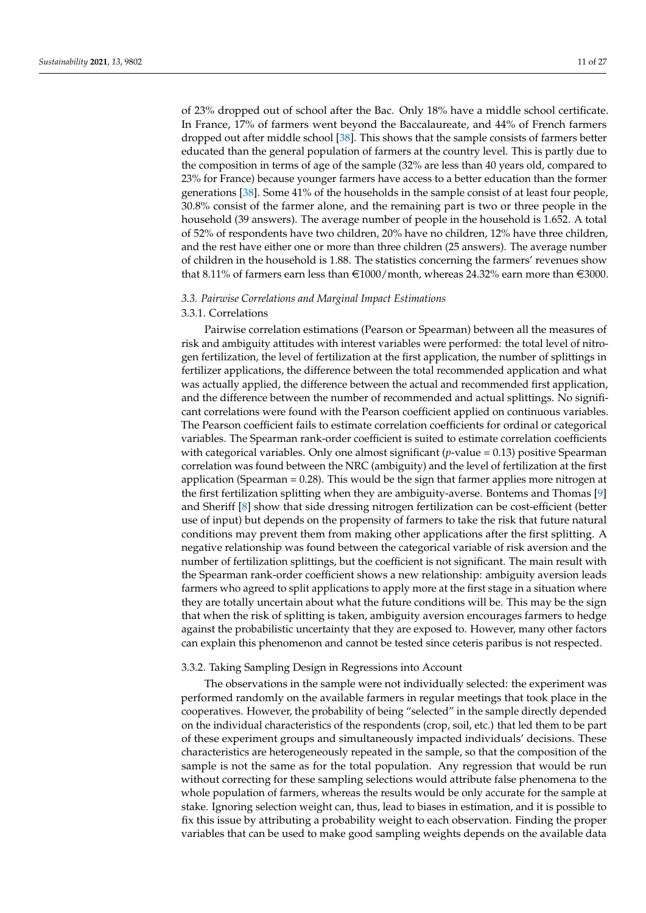of 23% dropped out of school after the Bac. Only 18% have a middle school certificate. In France, 17% of farmers went beyond the Baccalaureate, and 44% of French farmers dropped out after middle school [38]. This shows that the sample consists of farmers better educated than the general population of farmers at the country level. This is partly due to the composition in terms of age of the sample (32% are less than 40 years old, compared to 23% for France) because younger farmers have access to a better education than the former generations [38]. Some 41% of the households in the sample consist of at least four people, 30.8% consist of the farmer alone, and the remaining part is two or three people in the household (39 answers). The average number of people in the household is 1.652. A total of 52% of respondents have two children, 20% have no children, 12% have three children, and the rest have either one or more than three children (25 answers). The average number of children in the household is 1.88. The statistics concerning the farmers' revenues show that 8.11% of farmers earn less than €1000/month, whereas 24.32% earn more than €3000.

### *3.3. Pairwise Correlations and Marginal Impact Estimations*

#### 3.3.1. Correlations

Pairwise correlation estimations (Pearson or Spearman) between all the measures of risk and ambiguity attitudes with interest variables were performed: the total level of nitrogen fertilization, the level of fertilization at the first application, the number of splittings in fertilizer applications, the difference between the total recommended application and what was actually applied, the difference between the actual and recommended first application, and the difference between the number of recommended and actual splittings. No significant correlations were found with the Pearson coefficient applied on continuous variables. The Pearson coefficient fails to estimate correlation coefficients for ordinal or categorical variables. The Spearman rank-order coefficient is suited to estimate correlation coefficients with categorical variables. Only one almost significant (*p*-value = 0.13) positive Spearman correlation was found between the NRC (ambiguity) and the level of fertilization at the first application (Spearman = 0.28). This would be the sign that farmer applies more nitrogen at the first fertilization splitting when they are ambiguity-averse. Bontems and Thomas [9] and Sheriff [8] show that side dressing nitrogen fertilization can be cost-efficient (better use of input) but depends on the propensity of farmers to take the risk that future natural conditions may prevent them from making other applications after the first splitting. A negative relationship was found between the categorical variable of risk aversion and the number of fertilization splittings, but the coefficient is not significant. The main result with the Spearman rank-order coefficient shows a new relationship: ambiguity aversion leads farmers who agreed to split applications to apply more at the first stage in a situation where they are totally uncertain about what the future conditions will be. This may be the sign that when the risk of splitting is taken, ambiguity aversion encourages farmers to hedge against the probabilistic uncertainty that they are exposed to. However, many other factors can explain this phenomenon and cannot be tested since ceteris paribus is not respected.

#### 3.3.2. Taking Sampling Design in Regressions into Account

The observations in the sample were not individually selected: the experiment was performed randomly on the available farmers in regular meetings that took place in the cooperatives. However, the probability of being "selected" in the sample directly depended on the individual characteristics of the respondents (crop, soil, etc.) that led them to be part of these experiment groups and simultaneously impacted individuals' decisions. These characteristics are heterogeneously repeated in the sample, so that the composition of the sample is not the same as for the total population. Any regression that would be run without correcting for these sampling selections would attribute false phenomena to the whole population of farmers, whereas the results would be only accurate for the sample at stake. Ignoring selection weight can, thus, lead to biases in estimation, and it is possible to fix this issue by attributing a probability weight to each observation. Finding the proper variables that can be used to make good sampling weights depends on the available data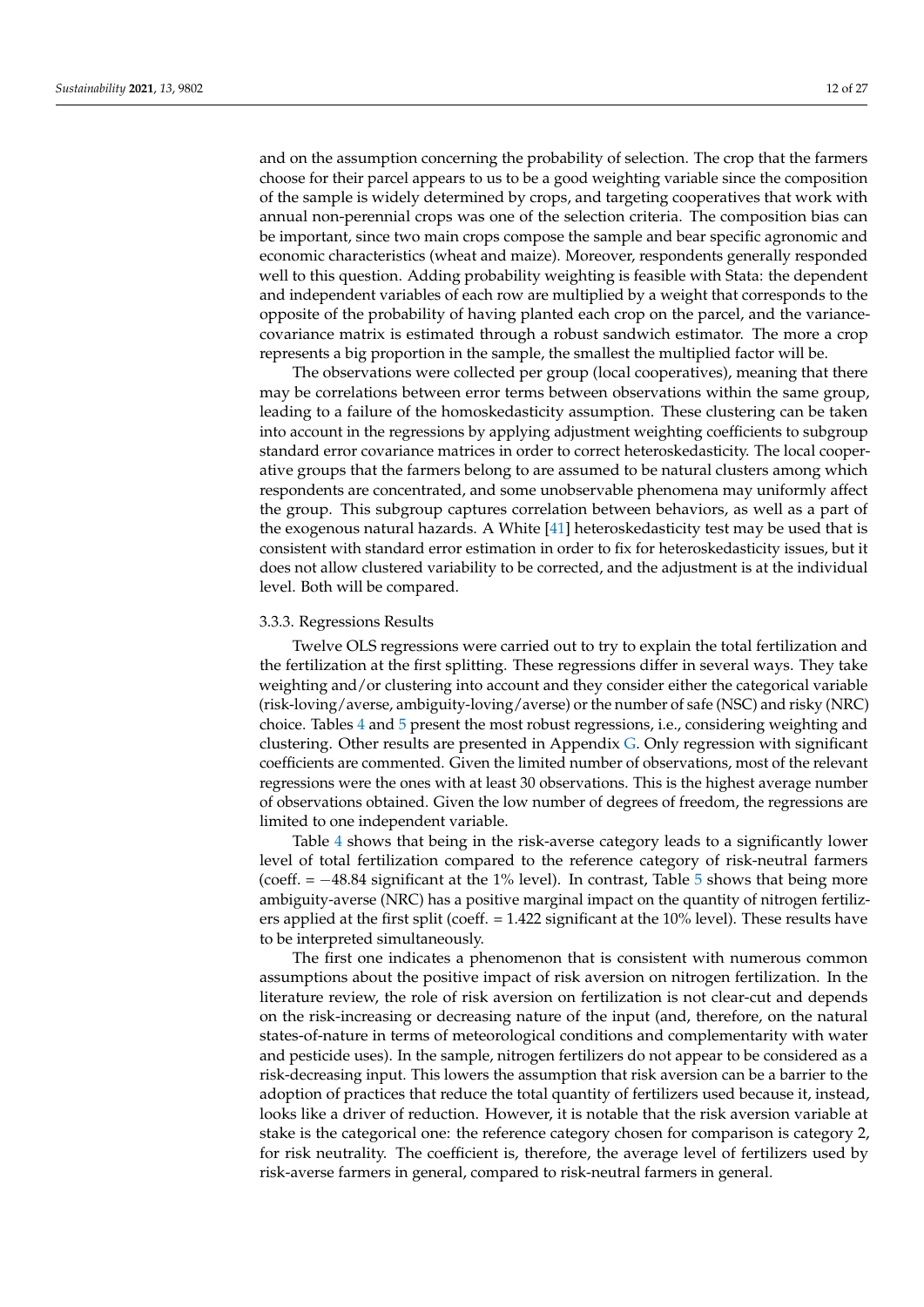and on the assumption concerning the probability of selection. The crop that the farmers choose for their parcel appears to us to be a good weighting variable since the composition of the sample is widely determined by crops, and targeting cooperatives that work with annual non-perennial crops was one of the selection criteria. The composition bias can be important, since two main crops compose the sample and bear specific agronomic and economic characteristics (wheat and maize). Moreover, respondents generally responded well to this question. Adding probability weighting is feasible with Stata: the dependent and independent variables of each row are multiplied by a weight that corresponds to the opposite of the probability of having planted each crop on the parcel, and the variance-covariance matrix is estimated through a robust sandwich estimator. The more a crop represents a big proportion in the sample, the smallest the multiplied factor will be.

The observations were collected per group (local cooperatives), meaning that there may be correlations between error terms between observations within the same group, leading to a failure of the homoskedasticity assumption. These clustering can be taken into account in the regressions by applying adjustment weighting coefficients to subgroup standard error covariance matrices in order to correct heteroskedasticity. The local cooperative groups that the farmers belong to are assumed to be natural clusters among which respondents are concentrated, and some unobservable phenomena may uniformly affect the group. This subgroup captures correlation between behaviors, as well as a part of the exogenous natural hazards. A White [41] heteroskedasticity test may be used that is consistent with standard error estimation in order to fix for heteroskedasticity issues, but it does not allow clustered variability to be corrected, and the adjustment is at the individual level. Both will be compared.

#### 3.3.3. Regressions Results

Twelve OLS regressions were carried out to try to explain the total fertilization and the fertilization at the first splitting. These regressions differ in several ways. They take weighting and/or clustering into account and they consider either the categorical variable (risk-loving/averse, ambiguity-loving/averse) or the number of safe (NSC) and risky (NRC) choice. Tables 4 and 5 present the most robust regressions, i.e., considering weighting and clustering. Other results are presented in Appendix G. Only regression with significant coefficients are commented. Given the limited number of observations, most of the relevant regressions were the ones with at least 30 observations. This is the highest average number of observations obtained. Given the low number of degrees of freedom, the regressions are limited to one independent variable.

Table 4 shows that being in the risk-averse category leads to a significantly lower level of total fertilization compared to the reference category of risk-neutral farmers (coeff. = −48.84 significant at the 1% level). In contrast, Table 5 shows that being more ambiguity-averse (NRC) has a positive marginal impact on the quantity of nitrogen fertilizers applied at the first split (coeff. = 1.422 significant at the 10% level). These results have to be interpreted simultaneously.

The first one indicates a phenomenon that is consistent with numerous common assumptions about the positive impact of risk aversion on nitrogen fertilization. In the literature review, the role of risk aversion on fertilization is not clear-cut and depends on the risk-increasing or decreasing nature of the input (and, therefore, on the natural states-of-nature in terms of meteorological conditions and complementarity with water and pesticide uses). In the sample, nitrogen fertilizers do not appear to be considered as a risk-decreasing input. This lowers the assumption that risk aversion can be a barrier to the adoption of practices that reduce the total quantity of fertilizers used because it, instead, looks like a driver of reduction. However, it is notable that the risk aversion variable at stake is the categorical one: the reference category chosen for comparison is category 2, for risk neutrality. The coefficient is, therefore, the average level of fertilizers used by risk-averse farmers in general, compared to risk-neutral farmers in general.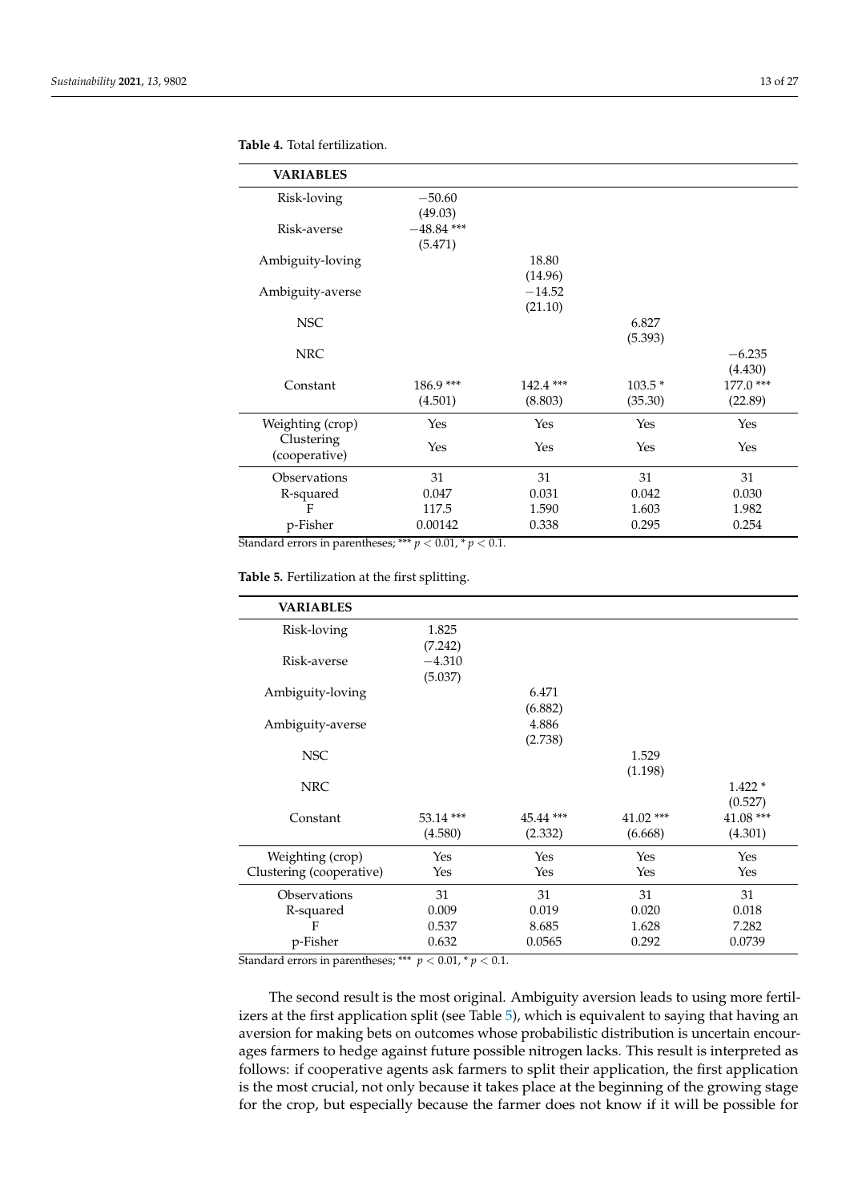**Table 4.** Total fertilization.

| VARIABLES | | | | |
|---|---|---|---|---|
| Risk-loving | −50.60 | | | |
| | (49.03) | | | |
| Risk-averse | −48.84 *** | | | |
| | (5.471) | | | |
| Ambiguity-loving | | 18.80 | | |
| | | (14.96) | | |
| Ambiguity-averse | | −14.52 | | |
| | | (21.10) | | |
| NSC | | | 6.827 | |
| | | | (5.393) | |
| NRC | | | | −6.235 |
| | | | | (4.430) |
| Constant | 186.9 *** | 142.4 *** | 103.5 * | 177.0 *** |
| | (4.501) | (8.803) | (35.30) | (22.89) |
| Weighting (crop) | Yes | Yes | Yes | Yes |
| Clustering (cooperative) | Yes | Yes | Yes | Yes |
| Observations | 31 | 31 | 31 | 31 |
| R-squared | 0.047 | 0.031 | 0.042 | 0.030 |
| F | 117.5 | 1.590 | 1.603 | 1.982 |
| p-Fisher | 0.00142 | 0.338 | 0.295 | 0.254 |

Standard errors in parentheses; *** $p < 0.01$, * $p < 0.1$.

**Table 5.** Fertilization at the first splitting.

| VARIABLES | | | | |
|---|---|---|---|---|
| Risk-loving | 1.825 | | | |
| | (7.242) | | | |
| Risk-averse | −4.310 | | | |
| | (5.037) | | | |
| Ambiguity-loving | | 6.471 | | |
| | | (6.882) | | |
| Ambiguity-averse | | 4.886 | | |
| | | (2.738) | | |
| NSC | | | 1.529 | |
| | | | (1.198) | |
| NRC | | | | 1.422 * |
| | | | | (0.527) |
| Constant | 53.14 *** | 45.44 *** | 41.02 *** | 41.08 *** |
| | (4.580) | (2.332) | (6.668) | (4.301) |
| Weighting (crop) | Yes | Yes | Yes | Yes |
| Clustering (cooperative) | Yes | Yes | Yes | Yes |
| Observations | 31 | 31 | 31 | 31 |
| R-squared | 0.009 | 0.019 | 0.020 | 0.018 |
| F | 0.537 | 8.685 | 1.628 | 7.282 |
| p-Fisher | 0.632 | 0.0565 | 0.292 | 0.0739 |

Standard errors in parentheses; *** $p < 0.01$, * $p < 0.1$.

The second result is the most original. Ambiguity aversion leads to using more fertilizers at the first application split (see Table 5), which is equivalent to saying that having an aversion for making bets on outcomes whose probabilistic distribution is uncertain encourages farmers to hedge against future possible nitrogen lacks. This result is interpreted as follows: if cooperative agents ask farmers to split their application, the first application is the most crucial, not only because it takes place at the beginning of the growing stage for the crop, but especially because the farmer does not know if it will be possible for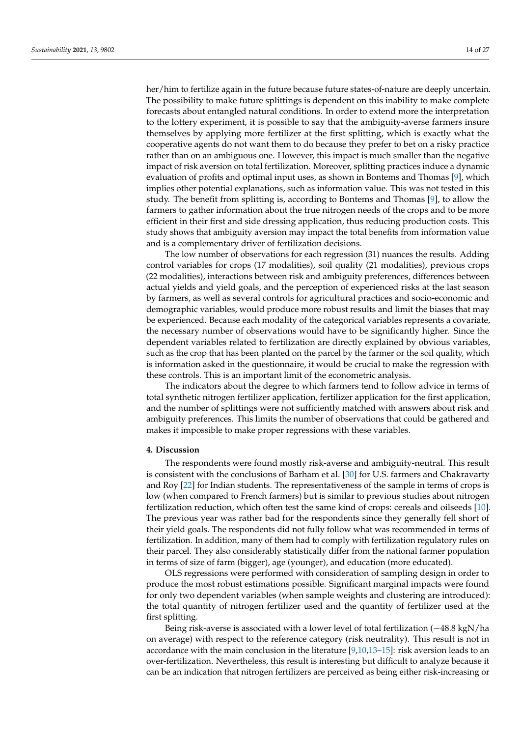her/him to fertilize again in the future because future states-of-nature are deeply uncertain. The possibility to make future splittings is dependent on this inability to make complete forecasts about entangled natural conditions. In order to extend more the interpretation to the lottery experiment, it is possible to say that the ambiguity-averse farmers insure themselves by applying more fertilizer at the first splitting, which is exactly what the cooperative agents do not want them to do because they prefer to bet on a risky practice rather than on an ambiguous one. However, this impact is much smaller than the negative impact of risk aversion on total fertilization. Moreover, splitting practices induce a dynamic evaluation of profits and optimal input uses, as shown in Bontems and Thomas [9], which implies other potential explanations, such as information value. This was not tested in this study. The benefit from splitting is, according to Bontems and Thomas [9], to allow the farmers to gather information about the true nitrogen needs of the crops and to be more efficient in their first and side dressing application, thus reducing production costs. This study shows that ambiguity aversion may impact the total benefits from information value and is a complementary driver of fertilization decisions.

The low number of observations for each regression (31) nuances the results. Adding control variables for crops (17 modalities), soil quality (21 modalities), previous crops (22 modalities), interactions between risk and ambiguity preferences, differences between actual yields and yield goals, and the perception of experienced risks at the last season by farmers, as well as several controls for agricultural practices and socio-economic and demographic variables, would produce more robust results and limit the biases that may be experienced. Because each modality of the categorical variables represents a covariate, the necessary number of observations would have to be significantly higher. Since the dependent variables related to fertilization are directly explained by obvious variables, such as the crop that has been planted on the parcel by the farmer or the soil quality, which is information asked in the questionnaire, it would be crucial to make the regression with these controls. This is an important limit of the econometric analysis.

The indicators about the degree to which farmers tend to follow advice in terms of total synthetic nitrogen fertilizer application, fertilizer application for the first application, and the number of splittings were not sufficiently matched with answers about risk and ambiguity preferences. This limits the number of observations that could be gathered and makes it impossible to make proper regressions with these variables.

## 4. Discussion

The respondents were found mostly risk-averse and ambiguity-neutral. This result is consistent with the conclusions of Barham et al. [30] for U.S. farmers and Chakravarty and Roy [22] for Indian students. The representativeness of the sample in terms of crops is low (when compared to French farmers) but is similar to previous studies about nitrogen fertilization reduction, which often test the same kind of crops: cereals and oilseeds [10]. The previous year was rather bad for the respondents since they generally fell short of their yield goals. The respondents did not fully follow what was recommended in terms of fertilization. In addition, many of them had to comply with fertilization regulatory rules on their parcel. They also considerably statistically differ from the national farmer population in terms of size of farm (bigger), age (younger), and education (more educated).

OLS regressions were performed with consideration of sampling design in order to produce the most robust estimations possible. Significant marginal impacts were found for only two dependent variables (when sample weights and clustering are introduced): the total quantity of nitrogen fertilizer used and the quantity of fertilizer used at the first splitting.

Being risk-averse is associated with a lower level of total fertilization (−48.8 kgN/ha on average) with respect to the reference category (risk neutrality). This result is not in accordance with the main conclusion in the literature [9,10,13–15]: risk aversion leads to an over-fertilization. Nevertheless, this result is interesting but difficult to analyze because it can be an indication that nitrogen fertilizers are perceived as being either risk-increasing or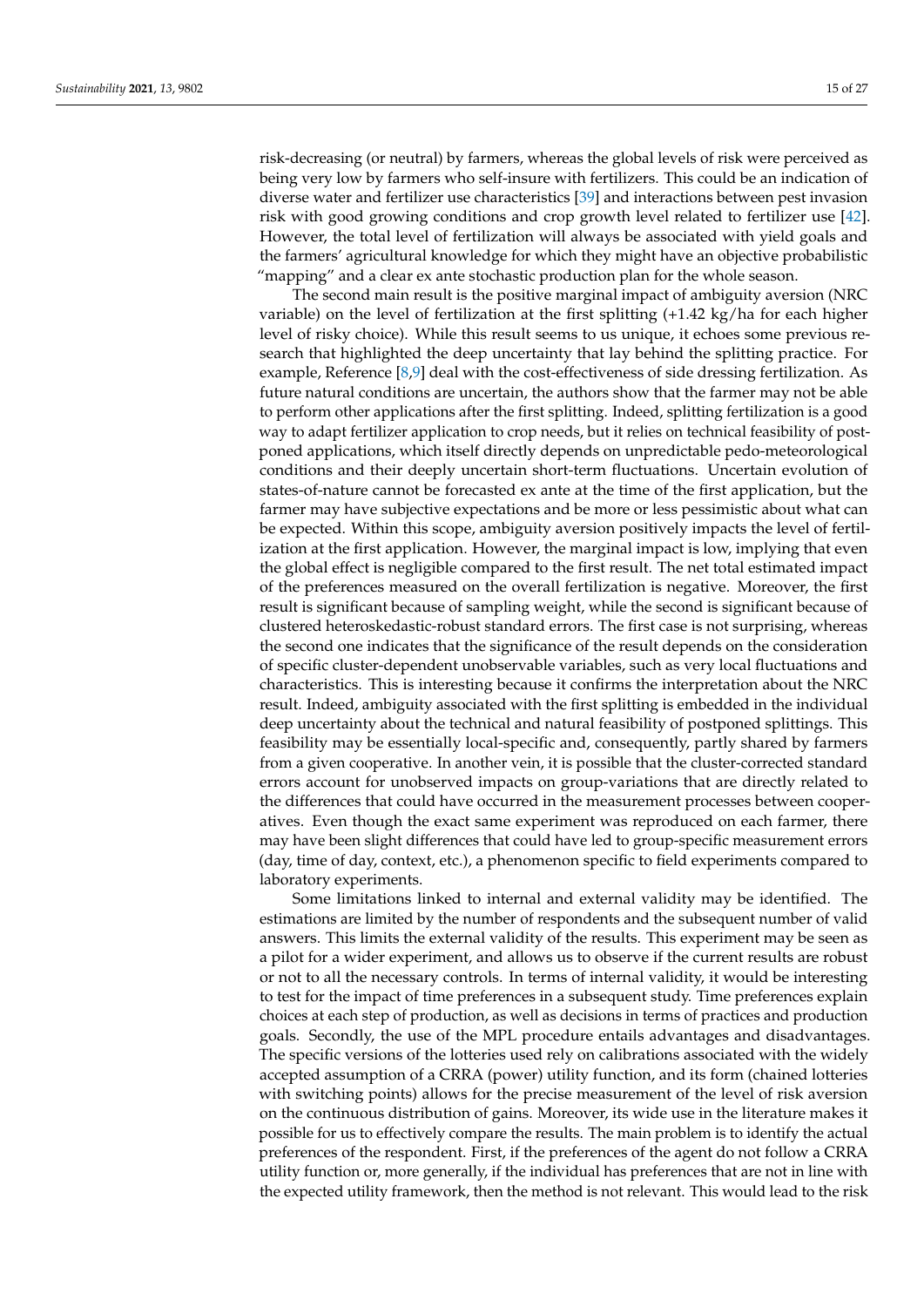risk-decreasing (or neutral) by farmers, whereas the global levels of risk were perceived as being very low by farmers who self-insure with fertilizers. This could be an indication of diverse water and fertilizer use characteristics [39] and interactions between pest invasion risk with good growing conditions and crop growth level related to fertilizer use [42]. However, the total level of fertilization will always be associated with yield goals and the farmers' agricultural knowledge for which they might have an objective probabilistic "mapping" and a clear ex ante stochastic production plan for the whole season.

The second main result is the positive marginal impact of ambiguity aversion (NRC variable) on the level of fertilization at the first splitting (+1.42 kg/ha for each higher level of risky choice). While this result seems to us unique, it echoes some previous research that highlighted the deep uncertainty that lay behind the splitting practice. For example, Reference [8,9] deal with the cost-effectiveness of side dressing fertilization. As future natural conditions are uncertain, the authors show that the farmer may not be able to perform other applications after the first splitting. Indeed, splitting fertilization is a good way to adapt fertilizer application to crop needs, but it relies on technical feasibility of postponed applications, which itself directly depends on unpredictable pedo-meteorological conditions and their deeply uncertain short-term fluctuations. Uncertain evolution of states-of-nature cannot be forecasted ex ante at the time of the first application, but the farmer may have subjective expectations and be more or less pessimistic about what can be expected. Within this scope, ambiguity aversion positively impacts the level of fertilization at the first application. However, the marginal impact is low, implying that even the global effect is negligible compared to the first result. The net total estimated impact of the preferences measured on the overall fertilization is negative. Moreover, the first result is significant because of sampling weight, while the second is significant because of clustered heteroskedastic-robust standard errors. The first case is not surprising, whereas the second one indicates that the significance of the result depends on the consideration of specific cluster-dependent unobservable variables, such as very local fluctuations and characteristics. This is interesting because it confirms the interpretation about the NRC result. Indeed, ambiguity associated with the first splitting is embedded in the individual deep uncertainty about the technical and natural feasibility of postponed splittings. This feasibility may be essentially local-specific and, consequently, partly shared by farmers from a given cooperative. In another vein, it is possible that the cluster-corrected standard errors account for unobserved impacts on group-variations that are directly related to the differences that could have occurred in the measurement processes between cooperatives. Even though the exact same experiment was reproduced on each farmer, there may have been slight differences that could have led to group-specific measurement errors (day, time of day, context, etc.), a phenomenon specific to field experiments compared to laboratory experiments.

Some limitations linked to internal and external validity may be identified. The estimations are limited by the number of respondents and the subsequent number of valid answers. This limits the external validity of the results. This experiment may be seen as a pilot for a wider experiment, and allows us to observe if the current results are robust or not to all the necessary controls. In terms of internal validity, it would be interesting to test for the impact of time preferences in a subsequent study. Time preferences explain choices at each step of production, as well as decisions in terms of practices and production goals. Secondly, the use of the MPL procedure entails advantages and disadvantages. The specific versions of the lotteries used rely on calibrations associated with the widely accepted assumption of a CRRA (power) utility function, and its form (chained lotteries with switching points) allows for the precise measurement of the level of risk aversion on the continuous distribution of gains. Moreover, its wide use in the literature makes it possible for us to effectively compare the results. The main problem is to identify the actual preferences of the respondent. First, if the preferences of the agent do not follow a CRRA utility function or, more generally, if the individual has preferences that are not in line with the expected utility framework, then the method is not relevant. This would lead to the risk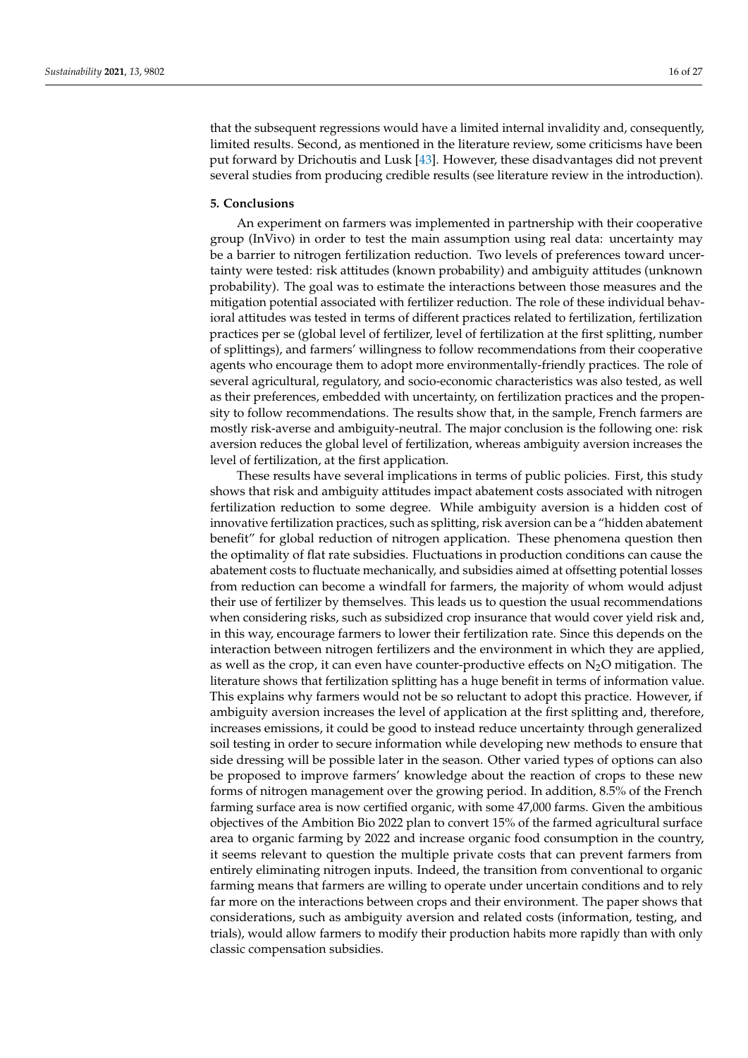that the subsequent regressions would have a limited internal invalidity and, consequently, limited results. Second, as mentioned in the literature review, some criticisms have been put forward by Drichoutis and Lusk [43]. However, these disadvantages did not prevent several studies from producing credible results (see literature review in the introduction).

## 5. Conclusions

An experiment on farmers was implemented in partnership with their cooperative group (InVivo) in order to test the main assumption using real data: uncertainty may be a barrier to nitrogen fertilization reduction. Two levels of preferences toward uncertainty were tested: risk attitudes (known probability) and ambiguity attitudes (unknown probability). The goal was to estimate the interactions between those measures and the mitigation potential associated with fertilizer reduction. The role of these individual behavioral attitudes was tested in terms of different practices related to fertilization, fertilization practices per se (global level of fertilizer, level of fertilization at the first splitting, number of splittings), and farmers' willingness to follow recommendations from their cooperative agents who encourage them to adopt more environmentally-friendly practices. The role of several agricultural, regulatory, and socio-economic characteristics was also tested, as well as their preferences, embedded with uncertainty, on fertilization practices and the propensity to follow recommendations. The results show that, in the sample, French farmers are mostly risk-averse and ambiguity-neutral. The major conclusion is the following one: risk aversion reduces the global level of fertilization, whereas ambiguity aversion increases the level of fertilization, at the first application.

These results have several implications in terms of public policies. First, this study shows that risk and ambiguity attitudes impact abatement costs associated with nitrogen fertilization reduction to some degree. While ambiguity aversion is a hidden cost of innovative fertilization practices, such as splitting, risk aversion can be a "hidden abatement benefit" for global reduction of nitrogen application. These phenomena question then the optimality of flat rate subsidies. Fluctuations in production conditions can cause the abatement costs to fluctuate mechanically, and subsidies aimed at offsetting potential losses from reduction can become a windfall for farmers, the majority of whom would adjust their use of fertilizer by themselves. This leads us to question the usual recommendations when considering risks, such as subsidized crop insurance that would cover yield risk and, in this way, encourage farmers to lower their fertilization rate. Since this depends on the interaction between nitrogen fertilizers and the environment in which they are applied, as well as the crop, it can even have counter-productive effects on $N_2O$ mitigation. The literature shows that fertilization splitting has a huge benefit in terms of information value. This explains why farmers would not be so reluctant to adopt this practice. However, if ambiguity aversion increases the level of application at the first splitting and, therefore, increases emissions, it could be good to instead reduce uncertainty through generalized soil testing in order to secure information while developing new methods to ensure that side dressing will be possible later in the season. Other varied types of options can also be proposed to improve farmers' knowledge about the reaction of crops to these new forms of nitrogen management over the growing period. In addition, 8.5% of the French farming surface area is now certified organic, with some 47,000 farms. Given the ambitious objectives of the Ambition Bio 2022 plan to convert 15% of the farmed agricultural surface area to organic farming by 2022 and increase organic food consumption in the country, it seems relevant to question the multiple private costs that can prevent farmers from entirely eliminating nitrogen inputs. Indeed, the transition from conventional to organic farming means that farmers are willing to operate under uncertain conditions and to rely far more on the interactions between crops and their environment. The paper shows that considerations, such as ambiguity aversion and related costs (information, testing, and trials), would allow farmers to modify their production habits more rapidly than with only classic compensation subsidies.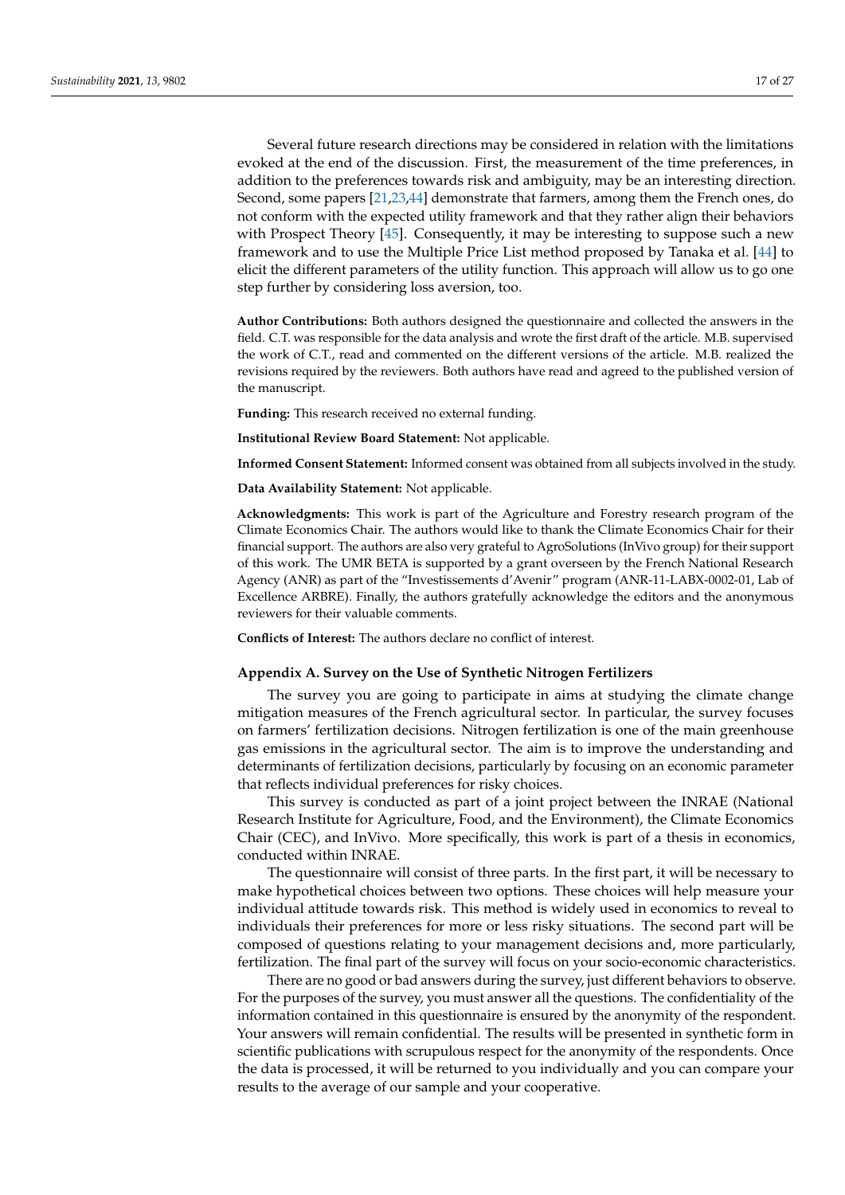Several future research directions may be considered in relation with the limitations evoked at the end of the discussion. First, the measurement of the time preferences, in addition to the preferences towards risk and ambiguity, may be an interesting direction. Second, some papers [21,23,44] demonstrate that farmers, among them the French ones, do not conform with the expected utility framework and that they rather align their behaviors with Prospect Theory [45]. Consequently, it may be interesting to suppose such a new framework and to use the Multiple Price List method proposed by Tanaka et al. [44] to elicit the different parameters of the utility function. This approach will allow us to go one step further by considering loss aversion, too.

**Author Contributions:** Both authors designed the questionnaire and collected the answers in the field. C.T. was responsible for the data analysis and wrote the first draft of the article. M.B. supervised the work of C.T., read and commented on the different versions of the article. M.B. realized the revisions required by the reviewers. Both authors have read and agreed to the published version of the manuscript.

**Funding:** This research received no external funding.

**Institutional Review Board Statement:** Not applicable.

**Informed Consent Statement:** Informed consent was obtained from all subjects involved in the study.

**Data Availability Statement:** Not applicable.

**Acknowledgments:** This work is part of the Agriculture and Forestry research program of the Climate Economics Chair. The authors would like to thank the Climate Economics Chair for their financial support. The authors are also very grateful to AgroSolutions (InVivo group) for their support of this work. The UMR BETA is supported by a grant overseen by the French National Research Agency (ANR) as part of the "Investissements d'Avenir" program (ANR-11-LABX-0002-01, Lab of Excellence ARBRE). Finally, the authors gratefully acknowledge the editors and the anonymous reviewers for their valuable comments.

**Conflicts of Interest:** The authors declare no conflict of interest.

## Appendix A. Survey on the Use of Synthetic Nitrogen Fertilizers

The survey you are going to participate in aims at studying the climate change mitigation measures of the French agricultural sector. In particular, the survey focuses on farmers' fertilization decisions. Nitrogen fertilization is one of the main greenhouse gas emissions in the agricultural sector. The aim is to improve the understanding and determinants of fertilization decisions, particularly by focusing on an economic parameter that reflects individual preferences for risky choices.

This survey is conducted as part of a joint project between the INRAE (National Research Institute for Agriculture, Food, and the Environment), the Climate Economics Chair (CEC), and InVivo. More specifically, this work is part of a thesis in economics, conducted within INRAE.

The questionnaire will consist of three parts. In the first part, it will be necessary to make hypothetical choices between two options. These choices will help measure your individual attitude towards risk. This method is widely used in economics to reveal to individuals their preferences for more or less risky situations. The second part will be composed of questions relating to your management decisions and, more particularly, fertilization. The final part of the survey will focus on your socio-economic characteristics.

There are no good or bad answers during the survey, just different behaviors to observe. For the purposes of the survey, you must answer all the questions. The confidentiality of the information contained in this questionnaire is ensured by the anonymity of the respondent. Your answers will remain confidential. The results will be presented in synthetic form in scientific publications with scrupulous respect for the anonymity of the respondents. Once the data is processed, it will be returned to you individually and you can compare your results to the average of our sample and your cooperative.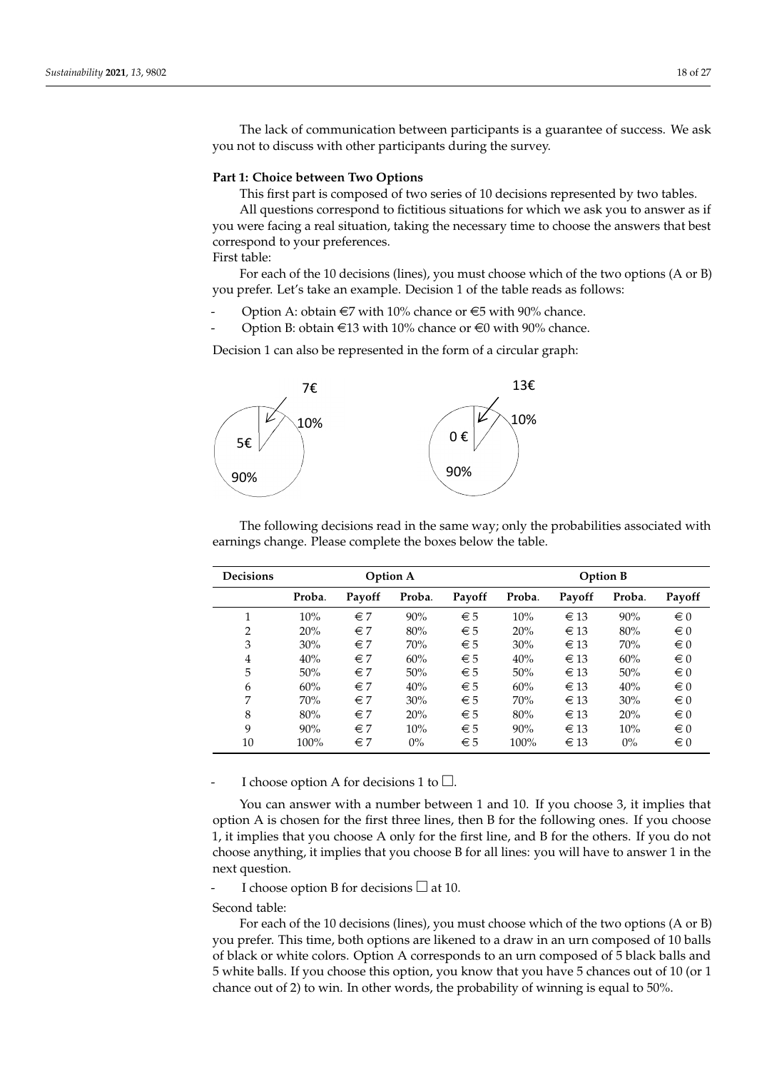The lack of communication between participants is a guarantee of success. We ask you not to discuss with other participants during the survey.

**Part 1: Choice between Two Options**

This first part is composed of two series of 10 decisions represented by two tables.

All questions correspond to fictitious situations for which we ask you to answer as if you were facing a real situation, taking the necessary time to choose the answers that best correspond to your preferences.

First table:

For each of the 10 decisions (lines), you must choose which of the two options (A or B) you prefer. Let's take an example. Decision 1 of the table reads as follows:

- Option A: obtain €7 with 10% chance or €5 with 90% chance.
- Option B: obtain €13 with 10% chance or €0 with 90% chance.

Decision 1 can also be represented in the form of a circular graph:

The following decisions read in the same way; only the probabilities associated with earnings change. Please complete the boxes below the table.

| Decisions | Option A | | | | Option B | | | |
|---|---|---|---|---|---|---|---|---|
| | Proba. | Payoff | Proba. | Payoff | Proba. | Payoff | Proba. | Payoff |
| 1 | 10% | € 7 | 90% | € 5 | 10% | € 13 | 90% | € 0 |
| 2 | 20% | € 7 | 80% | € 5 | 20% | € 13 | 80% | € 0 |
| 3 | 30% | € 7 | 70% | € 5 | 30% | € 13 | 70% | € 0 |
| 4 | 40% | € 7 | 60% | € 5 | 40% | € 13 | 60% | € 0 |
| 5 | 50% | € 7 | 50% | € 5 | 50% | € 13 | 50% | € 0 |
| 6 | 60% | € 7 | 40% | € 5 | 60% | € 13 | 40% | € 0 |
| 7 | 70% | € 7 | 30% | € 5 | 70% | € 13 | 30% | € 0 |
| 8 | 80% | € 7 | 20% | € 5 | 80% | € 13 | 20% | € 0 |
| 9 | 90% | € 7 | 10% | € 5 | 90% | € 13 | 10% | € 0 |
| 10 | 100% | € 7 | 0% | € 5 | 100% | € 13 | 0% | € 0 |

- I choose option A for decisions 1 to ☐.

You can answer with a number between 1 and 10. If you choose 3, it implies that option A is chosen for the first three lines, then B for the following ones. If you choose 1, it implies that you choose A only for the first line, and B for the others. If you do not choose anything, it implies that you choose B for all lines: you will have to answer 1 in the next question.

- I choose option B for decisions ☐ at 10.

Second table:

For each of the 10 decisions (lines), you must choose which of the two options (A or B) you prefer. This time, both options are likened to a draw in an urn composed of 10 balls of black or white colors. Option A corresponds to an urn composed of 5 black balls and 5 white balls. If you choose this option, you know that you have 5 chances out of 10 (or 1 chance out of 2) to win. In other words, the probability of winning is equal to 50%.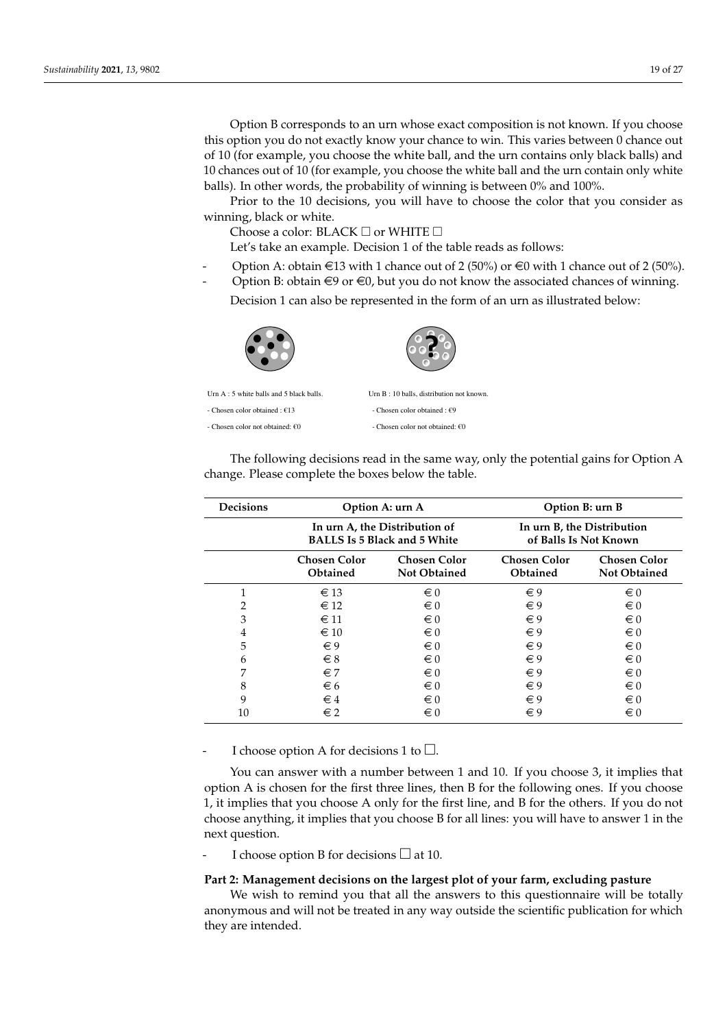Option B corresponds to an urn whose exact composition is not known. If you choose this option you do not exactly know your chance to win. This varies between 0 chance out of 10 (for example, you choose the white ball, and the urn contains only black balls) and 10 chances out of 10 (for example, you choose the white ball and the urn contain only white balls). In other words, the probability of winning is between 0% and 100%.

Prior to the 10 decisions, you will have to choose the color that you consider as winning, black or white.

Choose a color: BLACK ☐ or WHITE ☐

Let's take an example. Decision 1 of the table reads as follows:

- Option A: obtain €13 with 1 chance out of 2 (50%) or €0 with 1 chance out of 2 (50%).
- Option B: obtain €9 or €0, but you do not know the associated chances of winning.

Decision 1 can also be represented in the form of an urn as illustrated below:

Urn A : 5 white balls and 5 black balls.

- Chosen color obtained : €13
- Chosen color not obtained: €0

Urn B : 10 balls, distribution not known.

- Chosen color obtained : €9
- Chosen color not obtained: €0

The following decisions read in the same way, only the potential gains for Option A change. Please complete the boxes below the table.

| Decisions | Option A: urn A | | Option B: urn B | |
|---|---|---|---|---|
| | In urn A, the Distribution of BALLS Is 5 Black and 5 White | | In urn B, the Distribution of Balls Is Not Known | |
| | Chosen Color Obtained | Chosen Color Not Obtained | Chosen Color Obtained | Chosen Color Not Obtained |
| 1 | € 13 | € 0 | € 9 | € 0 |
| 2 | € 12 | € 0 | € 9 | € 0 |
| 3 | € 11 | € 0 | € 9 | € 0 |
| 4 | € 10 | € 0 | € 9 | € 0 |
| 5 | € 9 | € 0 | € 9 | € 0 |
| 6 | € 8 | € 0 | € 9 | € 0 |
| 7 | € 7 | € 0 | € 9 | € 0 |
| 8 | € 6 | € 0 | € 9 | € 0 |
| 9 | € 4 | € 0 | € 9 | € 0 |
| 10 | € 2 | € 0 | € 9 | € 0 |

- I choose option A for decisions 1 to ☐.

You can answer with a number between 1 and 10. If you choose 3, it implies that option A is chosen for the first three lines, then B for the following ones. If you choose 1, it implies that you choose A only for the first line, and B for the others. If you do not choose anything, it implies that you choose B for all lines: you will have to answer 1 in the next question.

- I choose option B for decisions ☐ at 10.

**Part 2: Management decisions on the largest plot of your farm, excluding pasture**

We wish to remind you that all the answers to this questionnaire will be totally anonymous and will not be treated in any way outside the scientific publication for which they are intended.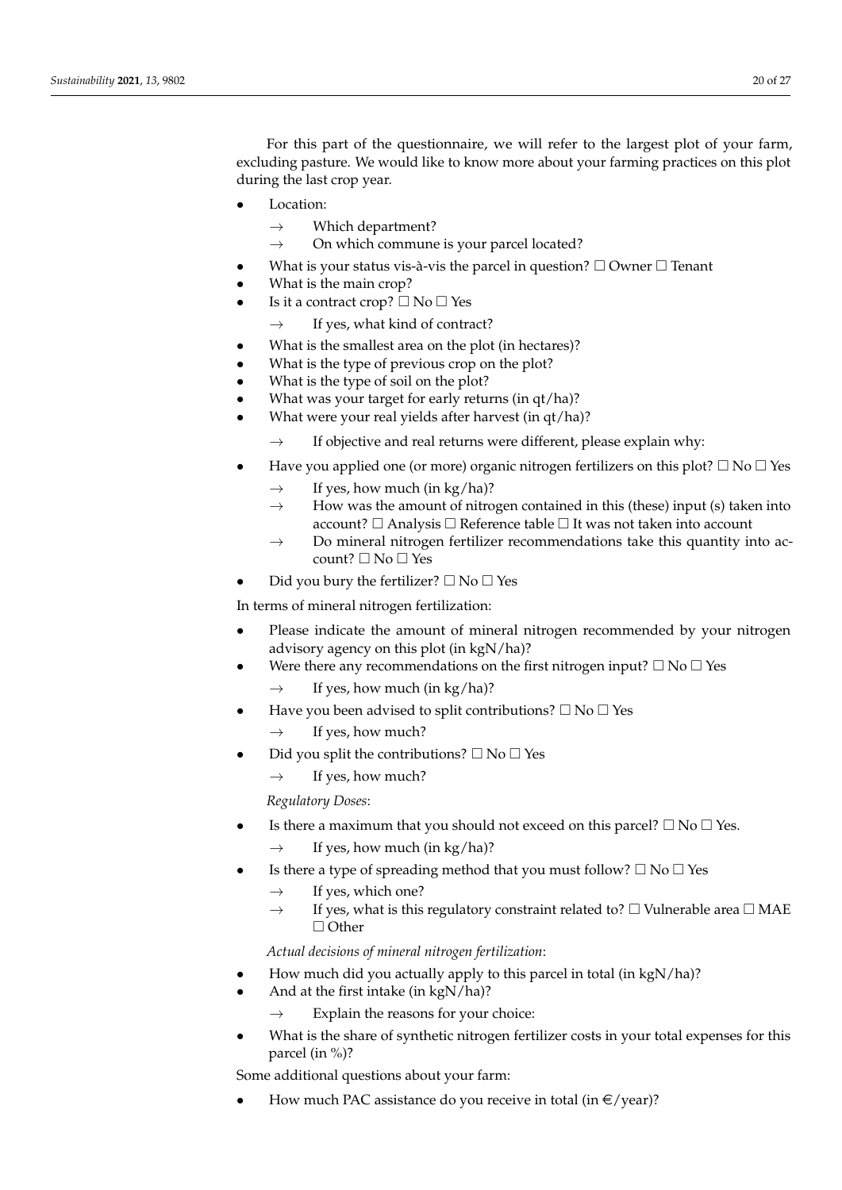For this part of the questionnaire, we will refer to the largest plot of your farm, excluding pasture. We would like to know more about your farming practices on this plot during the last crop year.

- Location:
  - → Which department?
  - → On which commune is your parcel located?
- What is your status vis-à-vis the parcel in question? ☐ Owner ☐ Tenant
- What is the main crop?
- Is it a contract crop? ☐ No ☐ Yes
  - → If yes, what kind of contract?
- What is the smallest area on the plot (in hectares)?
- What is the type of previous crop on the plot?
- What is the type of soil on the plot?
- What was your target for early returns (in qt/ha)?
- What were your real yields after harvest (in qt/ha)?
  - → If objective and real returns were different, please explain why:
- Have you applied one (or more) organic nitrogen fertilizers on this plot? ☐ No ☐ Yes
  - → If yes, how much (in kg/ha)?
  - → How was the amount of nitrogen contained in this (these) input (s) taken into account? ☐ Analysis ☐ Reference table ☐ It was not taken into account
  - → Do mineral nitrogen fertilizer recommendations take this quantity into account? ☐ No ☐ Yes
- Did you bury the fertilizer? ☐ No ☐ Yes

In terms of mineral nitrogen fertilization:

- Please indicate the amount of mineral nitrogen recommended by your nitrogen advisory agency on this plot (in kgN/ha)?
- Were there any recommendations on the first nitrogen input? ☐ No ☐ Yes
  - → If yes, how much (in kg/ha)?
- Have you been advised to split contributions? ☐ No ☐ Yes
  - → If yes, how much?
- Did you split the contributions? ☐ No ☐ Yes
  - → If yes, how much?

*Regulatory Doses*:

- Is there a maximum that you should not exceed on this parcel? ☐ No ☐ Yes.
  - → If yes, how much (in kg/ha)?
- Is there a type of spreading method that you must follow? ☐ No ☐ Yes
  - → If yes, which one?
  - → If yes, what is this regulatory constraint related to? ☐ Vulnerable area ☐ MAE ☐ Other

*Actual decisions of mineral nitrogen fertilization*:

- How much did you actually apply to this parcel in total (in kgN/ha)?
- And at the first intake (in kgN/ha)?
  - → Explain the reasons for your choice:
- What is the share of synthetic nitrogen fertilizer costs in your total expenses for this parcel (in %)?

Some additional questions about your farm:

- How much PAC assistance do you receive in total (in €/year)?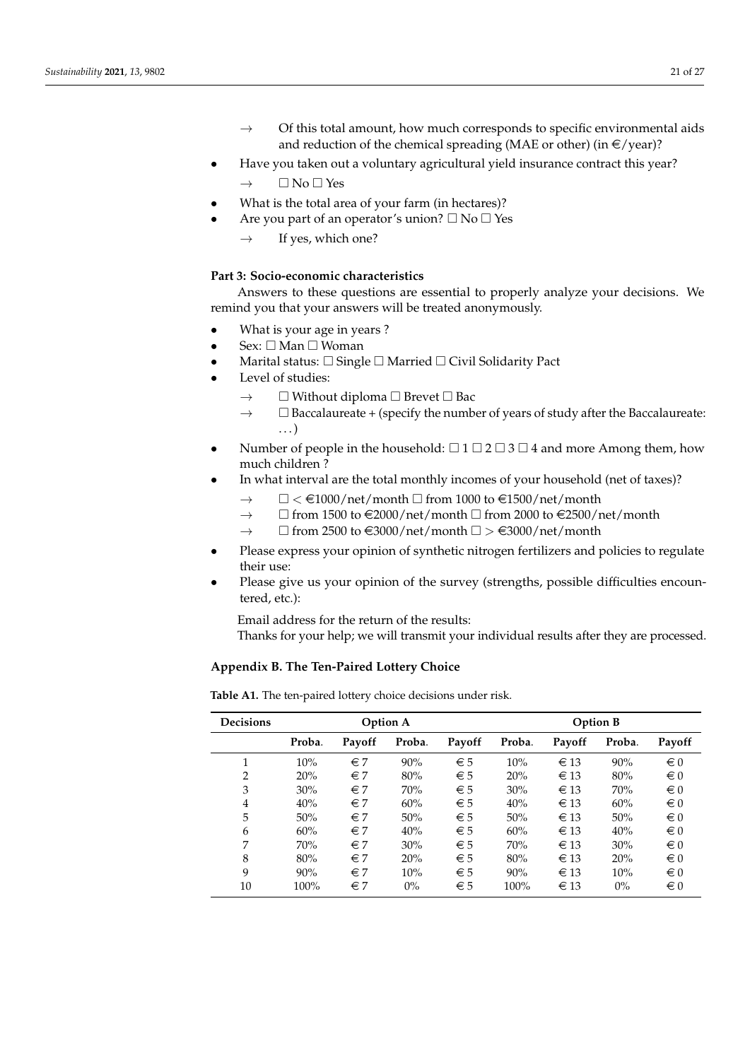- → Of this total amount, how much corresponds to specific environmental aids and reduction of the chemical spreading (MAE or other) (in €/year)?
- Have you taken out a voluntary agricultural yield insurance contract this year?
  - → ☐ No ☐ Yes
- What is the total area of your farm (in hectares)?
- Are you part of an operator's union? ☐ No ☐ Yes
  - → If yes, which one?

**Part 3: Socio-economic characteristics**

Answers to these questions are essential to properly analyze your decisions. We remind you that your answers will be treated anonymously.

- What is your age in years ?
- Sex: ☐ Man ☐ Woman
- Marital status: ☐ Single ☐ Married ☐ Civil Solidarity Pact
- Level of studies:
  - → ☐ Without diploma ☐ Brevet ☐ Bac
  - → ☐ Baccalaureate + (specify the number of years of study after the Baccalaureate: . . . )
- Number of people in the household: ☐ 1 ☐ 2 ☐ 3 ☐ 4 and more Among them, how much children ?
- In what interval are the total monthly incomes of your household (net of taxes)?
  - → ☐ < €1000/net/month ☐ from 1000 to €1500/net/month
  - → ☐ from 1500 to €2000/net/month ☐ from 2000 to €2500/net/month
  - → ☐ from 2500 to €3000/net/month ☐ > €3000/net/month
- Please express your opinion of synthetic nitrogen fertilizers and policies to regulate their use:
- Please give us your opinion of the survey (strengths, possible difficulties encountered, etc.):

Email address for the return of the results:

Thanks for your help; we will transmit your individual results after they are processed.

## Appendix B. The Ten-Paired Lottery Choice

**Table A1.** The ten-paired lottery choice decisions under risk.

| Decisions | Option A | | | | Option B | | | |
|---|---|---|---|---|---|---|---|---|
| | Proba. | Payoff | Proba. | Payoff | Proba. | Payoff | Proba. | Payoff |
| 1 | 10% | € 7 | 90% | € 5 | 10% | € 13 | 90% | € 0 |
| 2 | 20% | € 7 | 80% | € 5 | 20% | € 13 | 80% | € 0 |
| 3 | 30% | € 7 | 70% | € 5 | 30% | € 13 | 70% | € 0 |
| 4 | 40% | € 7 | 60% | € 5 | 40% | € 13 | 60% | € 0 |
| 5 | 50% | € 7 | 50% | € 5 | 50% | € 13 | 50% | € 0 |
| 6 | 60% | € 7 | 40% | € 5 | 60% | € 13 | 40% | € 0 |
| 7 | 70% | € 7 | 30% | € 5 | 70% | € 13 | 30% | € 0 |
| 8 | 80% | € 7 | 20% | € 5 | 80% | € 13 | 20% | € 0 |
| 9 | 90% | € 7 | 10% | € 5 | 90% | € 13 | 10% | € 0 |
| 10 | 100% | € 7 | 0% | € 5 | 100% | € 13 | 0% | € 0 |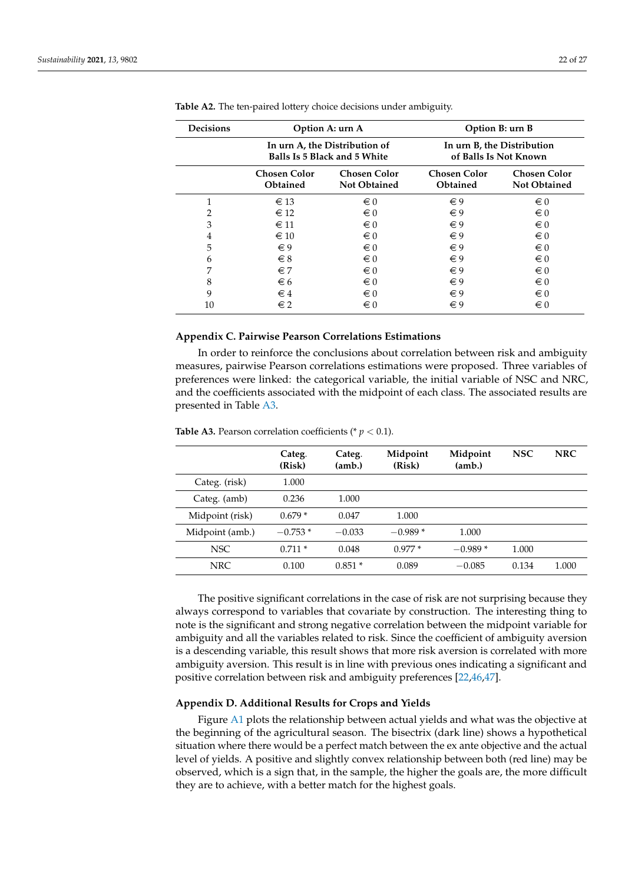**Table A2.** The ten-paired lottery choice decisions under ambiguity.

| Decisions | Option A: urn A | | Option B: urn B | |
|---|---|---|---|---|
| | In urn A, the Distribution of Balls Is 5 Black and 5 White | | In urn B, the Distribution of Balls Is Not Known | |
| | Chosen Color Obtained | Chosen Color Not Obtained | Chosen Color Obtained | Chosen Color Not Obtained |
| 1 | € 13 | € 0 | € 9 | € 0 |
| 2 | € 12 | € 0 | € 9 | € 0 |
| 3 | € 11 | € 0 | € 9 | € 0 |
| 4 | € 10 | € 0 | € 9 | € 0 |
| 5 | € 9 | € 0 | € 9 | € 0 |
| 6 | € 8 | € 0 | € 9 | € 0 |
| 7 | € 7 | € 0 | € 9 | € 0 |
| 8 | € 6 | € 0 | € 9 | € 0 |
| 9 | € 4 | € 0 | € 9 | € 0 |
| 10 | € 2 | € 0 | € 9 | € 0 |

## Appendix C. Pairwise Pearson Correlations Estimations

In order to reinforce the conclusions about correlation between risk and ambiguity measures, pairwise Pearson correlations estimations were proposed. Three variables of preferences were linked: the categorical variable, the initial variable of NSC and NRC, and the coefficients associated with the midpoint of each class. The associated results are presented in Table A3.

**Table A3.** Pearson correlation coefficients (* $p < 0.1$).

| | Categ. (Risk) | Categ. (amb.) | Midpoint (Risk) | Midpoint (amb.) | NSC | NRC |
|---|---|---|---|---|---|---|
| Categ. (risk) | 1.000 | | | | | |
| Categ. (amb) | 0.236 | 1.000 | | | | |
| Midpoint (risk) | 0.679 * | 0.047 | 1.000 | | | |
| Midpoint (amb.) | −0.753 * | −0.033 | −0.989 * | 1.000 | | |
| NSC | 0.711 * | 0.048 | 0.977 * | −0.989 * | 1.000 | |
| NRC | 0.100 | 0.851 * | 0.089 | −0.085 | 0.134 | 1.000 |

The positive significant correlations in the case of risk are not surprising because they always correspond to variables that covariate by construction. The interesting thing to note is the significant and strong negative correlation between the midpoint variable for ambiguity and all the variables related to risk. Since the coefficient of ambiguity aversion is a descending variable, this result shows that more risk aversion is correlated with more ambiguity aversion. This result is in line with previous ones indicating a significant and positive correlation between risk and ambiguity preferences [22,46,47].

## Appendix D. Additional Results for Crops and Yields

Figure A1 plots the relationship between actual yields and what was the objective at the beginning of the agricultural season. The bisectrix (dark line) shows a hypothetical situation where there would be a perfect match between the ex ante objective and the actual level of yields. A positive and slightly convex relationship between both (red line) may be observed, which is a sign that, in the sample, the higher the goals are, the more difficult they are to achieve, with a better match for the highest goals.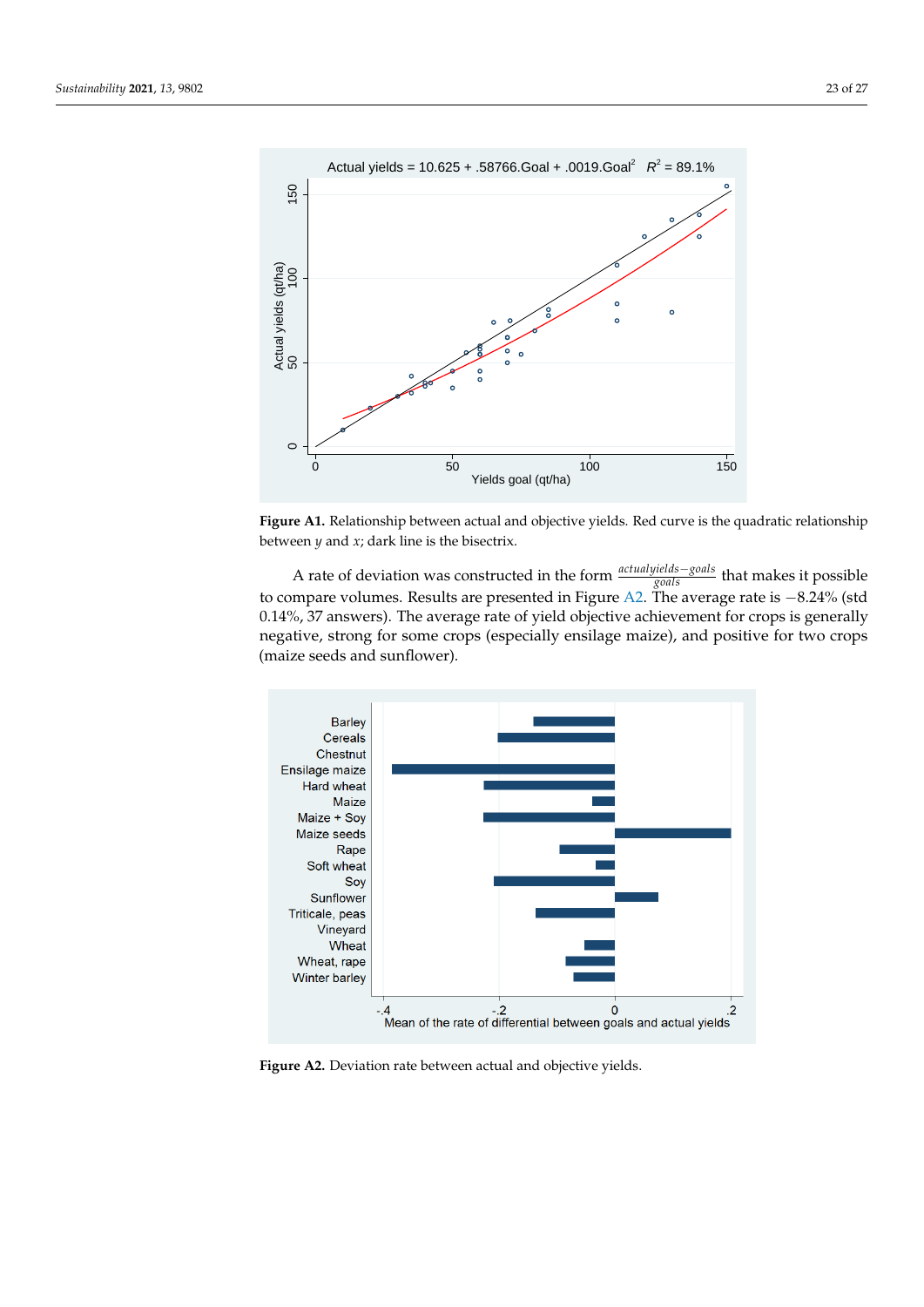**Figure A1.** Relationship between actual and objective yields. Red curve is the quadratic relationship between $y$ and $x$; dark line is the bisectrix.

A rate of deviation was constructed in the form $\frac{actualyields - goals}{goals}$ that makes it possible to compare volumes. Results are presented in Figure A2. The average rate is −8.24% (std 0.14%, 37 answers). The average rate of yield objective achievement for crops is generally negative, strong for some crops (especially ensilage maize), and positive for two crops (maize seeds and sunflower).

**Figure A2.** Deviation rate between actual and objective yields.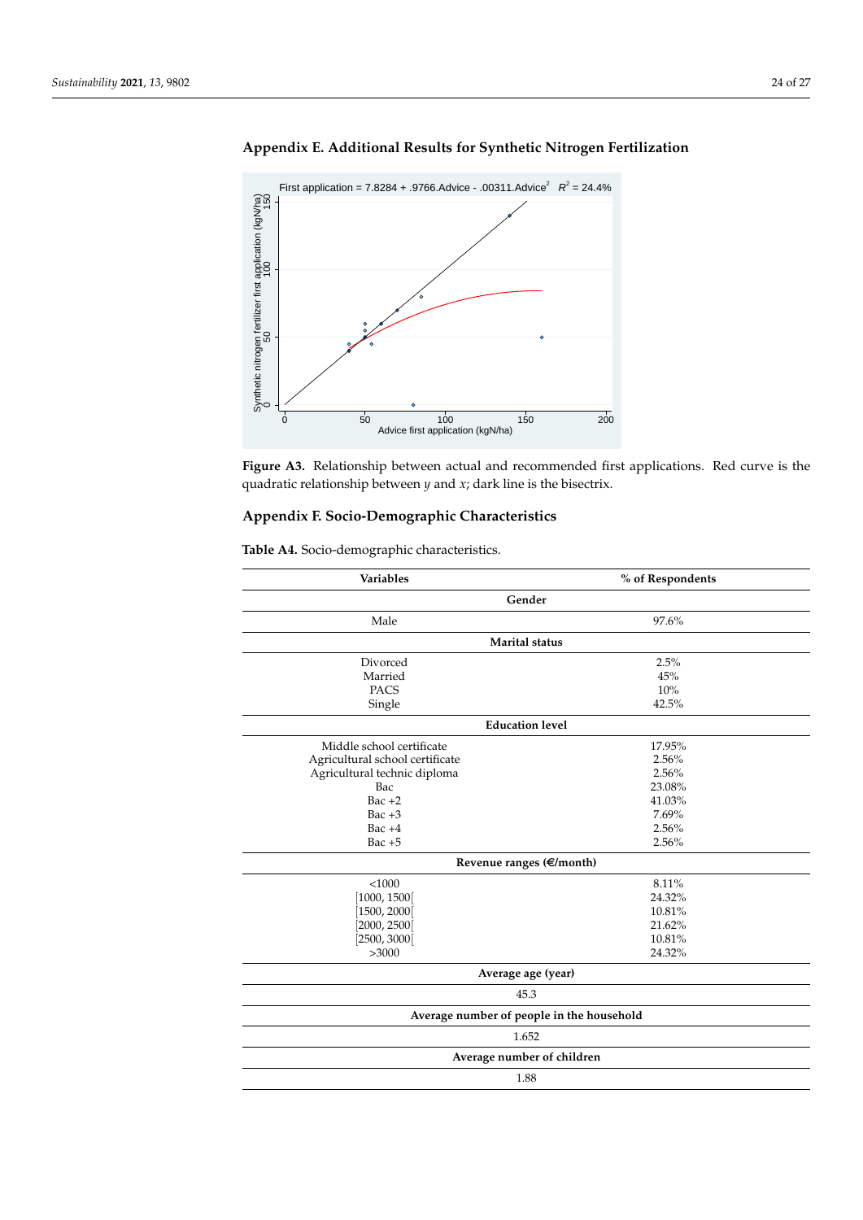## Appendix E. Additional Results for Synthetic Nitrogen Fertilization

**Figure A3.** Relationship between actual and recommended first applications. Red curve is the quadratic relationship between $y$ and $x$; dark line is the bisectrix.

## Appendix F. Socio-Demographic Characteristics

**Table A4.** Socio-demographic characteristics.

| Variables | % of Respondents |
|---|---|
| **Gender** | |
| Male | 97.6% |
| **Marital status** | |
| Divorced | 2.5% |
| Married | 45% |
| PACS | 10% |
| Single | 42.5% |
| **Education level** | |
| Middle school certificate | 17.95% |
| Agricultural school certificate | 2.56% |
| Agricultural technic diploma | 2.56% |
| Bac | 23.08% |
| Bac +2 | 41.03% |
| Bac +3 | 7.69% |
| Bac +4 | 2.56% |
| Bac +5 | 2.56% |
| **Revenue ranges (€/month)** | |
| <1000 | 8.11% |
| [1000, 1500[ | 24.32% |
| [1500, 2000[ | 10.81% |
| [2000, 2500[ | 21.62% |
| [2500, 3000[ | 10.81% |
| >3000 | 24.32% |
| **Average age (year)** | |
| 45.3 | |
| **Average number of people in the household** | |
| 1.652 | |
| **Average number of children** | |
| 1.88 | |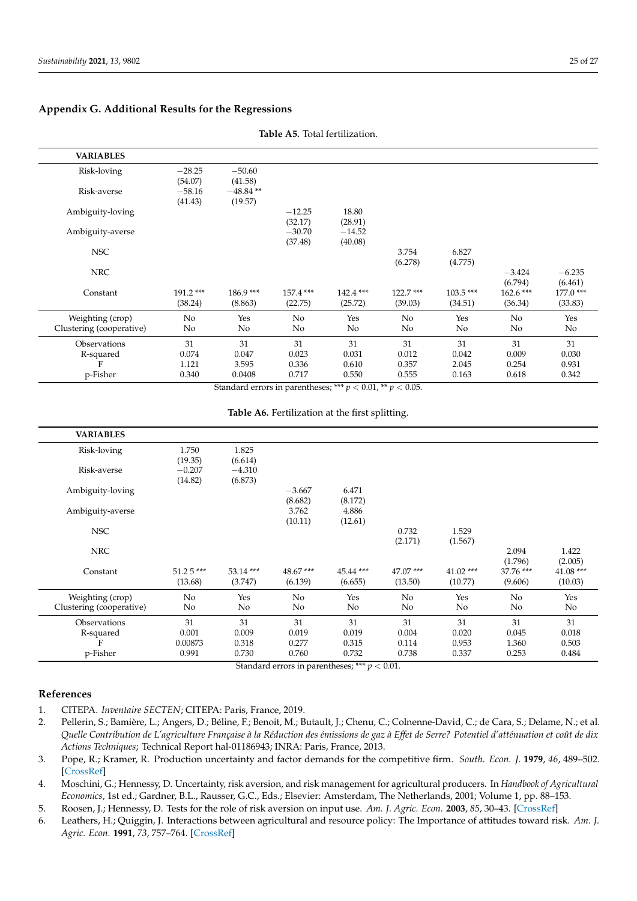## Appendix G. Additional Results for the Regressions

**Table A5.** Total fertilization.

| VARIABLES | | | | | | | | |
|---|---|---|---|---|---|---|---|---|
| Risk-loving | −28.25 | −50.60 | | | | | | |
| | (54.07) | (41.58) | | | | | | |
| Risk-averse | −58.16 | −48.84 ** | | | | | | |
| | (41.43) | (19.57) | | | | | | |
| Ambiguity-loving | | | −12.25 | 18.80 | | | | |
| | | | (32.17) | (28.91) | | | | |
| Ambiguity-averse | | | −30.70 | −14.52 | | | | |
| | | | (37.48) | (40.08) | | | | |
| NSC | | | | | 3.754 | 6.827 | | |
| | | | | | (6.278) | (4.775) | | |
| NRC | | | | | | | −3.424 | −6.235 |
| | | | | | | | (6.794) | (6.461) |
| Constant | 191.2 *** | 186.9 *** | 157.4 *** | 142.4 *** | 122.7 *** | 103.5 *** | 162.6 *** | 177.0 *** |
| | (38.24) | (8.863) | (22.75) | (25.72) | (39.03) | (34.51) | (36.34) | (33.83) |
| Weighting (crop) | No | Yes | No | Yes | No | Yes | No | Yes |
| Clustering (cooperative) | No | No | No | No | No | No | No | No |
| Observations | 31 | 31 | 31 | 31 | 31 | 31 | 31 | 31 |
| R-squared | 0.074 | 0.047 | 0.023 | 0.031 | 0.012 | 0.042 | 0.009 | 0.030 |
| F | 1.121 | 3.595 | 0.336 | 0.610 | 0.357 | 2.045 | 0.254 | 0.931 |
| p-Fisher | 0.340 | 0.0408 | 0.717 | 0.550 | 0.555 | 0.163 | 0.618 | 0.342 |

Standard errors in parentheses; *** $p < 0.01$, ** $p < 0.05$.

**Table A6.** Fertilization at the first splitting.

| VARIABLES | | | | | | | | |
|---|---|---|---|---|---|---|---|---|
| Risk-loving | 1.750 | 1.825 | | | | | | |
| | (19.35) | (6.614) | | | | | | |
| Risk-averse | −0.207 | −4.310 | | | | | | |
| | (14.82) | (6.873) | | | | | | |
| Ambiguity-loving | | | −3.667 | 6.471 | | | | |
| | | | (8.682) | (8.172) | | | | |
| Ambiguity-averse | | | 3.762 | 4.886 | | | | |
| | | | (10.11) | (12.61) | | | | |
| NSC | | | | | 0.732 | 1.529 | | |
| | | | | | (2.171) | (1.567) | | |
| NRC | | | | | | | 2.094 | 1.422 |
| | | | | | | | (1.796) | (2.005) |
| Constant | 51.2 5 *** | 53.14 *** | 48.67 *** | 45.44 *** | 47.07 *** | 41.02 *** | 37.76 *** | 41.08 *** |
| | (13.68) | (3.747) | (6.139) | (6.655) | (13.50) | (10.77) | (9.606) | (10.03) |
| Weighting (crop) | No | Yes | No | Yes | No | Yes | No | Yes |
| Clustering (cooperative) | No | No | No | No | No | No | No | No |
| Observations | 31 | 31 | 31 | 31 | 31 | 31 | 31 | 31 |
| R-squared | 0.001 | 0.009 | 0.019 | 0.019 | 0.004 | 0.020 | 0.045 | 0.018 |
| F | 0.00873 | 0.318 | 0.277 | 0.315 | 0.114 | 0.953 | 1.360 | 0.503 |
| p-Fisher | 0.991 | 0.730 | 0.760 | 0.732 | 0.738 | 0.337 | 0.253 | 0.484 |

Standard errors in parentheses; *** $p < 0.01$.

## References

1. CITEPA. *Inventaire SECTEN*; CITEPA: Paris, France, 2019.
2. Pellerin, S.; Bamière, L.; Angers, D.; Béline, F.; Benoit, M.; Butault, J.; Chenu, C.; Colnenne-David, C.; de Cara, S.; Delame, N.; et al. *Quelle Contribution de L'agriculture Française à la Réduction des émissions de gaz à Effet de Serre? Potentiel d'atténuation et coût de dix Actions Techniques*; Technical Report hal-01186943; INRA: Paris, France, 2013.
3. Pope, R.; Kramer, R. Production uncertainty and factor demands for the competitive firm. *South. Econ. J.* **1979**, *46*, 489–502. [CrossRef]
4. Moschini, G.; Hennessy, D. Uncertainty, risk aversion, and risk management for agricultural producers. In *Handbook of Agricultural Economics*, 1st ed.; Gardner, B.L., Rausser, G.C., Eds.; Elsevier: Amsterdam, The Netherlands, 2001; Volume 1, pp. 88–153.
5. Roosen, J.; Hennessy, D. Tests for the role of risk aversion on input use. *Am. J. Agric. Econ.* **2003**, *85*, 30–43. [CrossRef]
6. Leathers, H.; Quiggin, J. Interactions between agricultural and resource policy: The Importance of attitudes toward risk. *Am. J. Agric. Econ.* **1991**, *73*, 757–764. [CrossRef]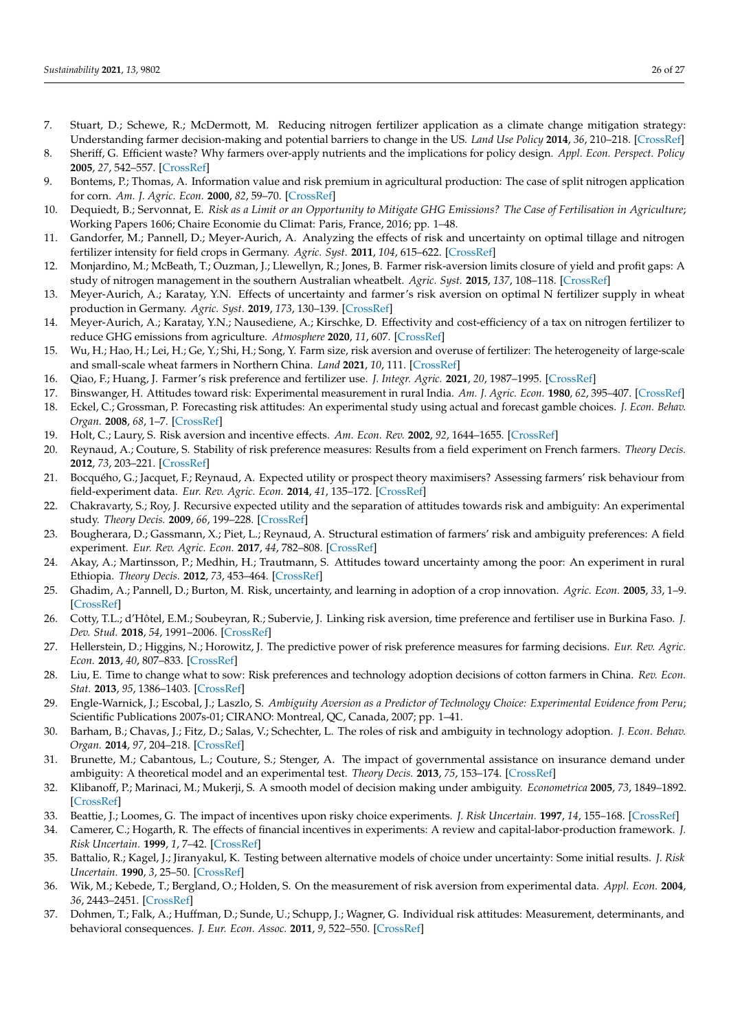7. Stuart, D.; Schewe, R.; McDermott, M. Reducing nitrogen fertilizer application as a climate change mitigation strategy: Understanding farmer decision-making and potential barriers to change in the US. *Land Use Policy* **2014**, *36*, 210–218. [CrossRef]
8. Sheriff, G. Efficient waste? Why farmers over-apply nutrients and the implications for policy design. *Appl. Econ. Perspect. Policy* **2005**, *27*, 542–557. [CrossRef]
9. Bontems, P.; Thomas, A. Information value and risk premium in agricultural production: The case of split nitrogen application for corn. *Am. J. Agric. Econ.* **2000**, *82*, 59–70. [CrossRef]
10. Dequiedt, B.; Servonnat, E. *Risk as a Limit or an Opportunity to Mitigate GHG Emissions? The Case of Fertilisation in Agriculture*; Working Papers 1606; Chaire Economie du Climat: Paris, France, 2016; pp. 1–48.
11. Gandorfer, M.; Pannell, D.; Meyer-Aurich, A. Analyzing the effects of risk and uncertainty on optimal tillage and nitrogen fertilizer intensity for field crops in Germany. *Agric. Syst.* **2011**, *104*, 615–622. [CrossRef]
12. Monjardino, M.; McBeath, T.; Ouzman, J.; Llewellyn, R.; Jones, B. Farmer risk-aversion limits closure of yield and profit gaps: A study of nitrogen management in the southern Australian wheatbelt. *Agric. Syst.* **2015**, *137*, 108–118. [CrossRef]
13. Meyer-Aurich, A.; Karatay, Y.N. Effects of uncertainty and farmer's risk aversion on optimal N fertilizer supply in wheat production in Germany. *Agric. Syst.* **2019**, *173*, 130–139. [CrossRef]
14. Meyer-Aurich, A.; Karatay, Y.N.; Nausediene, A.; Kirschke, D. Effectivity and cost-efficiency of a tax on nitrogen fertilizer to reduce GHG emissions from agriculture. *Atmosphere* **2020**, *11*, 607. [CrossRef]
15. Wu, H.; Hao, H.; Lei, H.; Ge, Y.; Shi, H.; Song, Y. Farm size, risk aversion and overuse of fertilizer: The heterogeneity of large-scale and small-scale wheat farmers in Northern China. *Land* **2021**, *10*, 111. [CrossRef]
16. Qiao, F.; Huang, J. Farmer's risk preference and fertilizer use. *J. Integr. Agric.* **2021**, *20*, 1987–1995. [CrossRef]
17. Binswanger, H. Attitudes toward risk: Experimental measurement in rural India. *Am. J. Agric. Econ.* **1980**, *62*, 395–407. [CrossRef]
18. Eckel, C.; Grossman, P. Forecasting risk attitudes: An experimental study using actual and forecast gamble choices. *J. Econ. Behav. Organ.* **2008**, *68*, 1–7. [CrossRef]
19. Holt, C.; Laury, S. Risk aversion and incentive effects. *Am. Econ. Rev.* **2002**, *92*, 1644–1655. [CrossRef]
20. Reynaud, A.; Couture, S. Stability of risk preference measures: Results from a field experiment on French farmers. *Theory Decis.* **2012**, *73*, 203–221. [CrossRef]
21. Bocquého, G.; Jacquet, F.; Reynaud, A. Expected utility or prospect theory maximisers? Assessing farmers' risk behaviour from field-experiment data. *Eur. Rev. Agric. Econ.* **2014**, *41*, 135–172. [CrossRef]
22. Chakravarty, S.; Roy, J. Recursive expected utility and the separation of attitudes towards risk and ambiguity: An experimental study. *Theory Decis.* **2009**, *66*, 199–228. [CrossRef]
23. Bougherara, D.; Gassmann, X.; Piet, L.; Reynaud, A. Structural estimation of farmers' risk and ambiguity preferences: A field experiment. *Eur. Rev. Agric. Econ.* **2017**, *44*, 782–808. [CrossRef]
24. Akay, A.; Martinsson, P.; Medhin, H.; Trautmann, S. Attitudes toward uncertainty among the poor: An experiment in rural Ethiopia. *Theory Decis.* **2012**, *73*, 453–464. [CrossRef]
25. Ghadim, A.; Pannell, D.; Burton, M. Risk, uncertainty, and learning in adoption of a crop innovation. *Agric. Econ.* **2005**, *33*, 1–9. [CrossRef]
26. Cotty, T.L.; d'Hôtel, E.M.; Soubeyran, R.; Subervie, J. Linking risk aversion, time preference and fertiliser use in Burkina Faso. *J. Dev. Stud.* **2018**, *54*, 1991–2006. [CrossRef]
27. Hellerstein, D.; Higgins, N.; Horowitz, J. The predictive power of risk preference measures for farming decisions. *Eur. Rev. Agric. Econ.* **2013**, *40*, 807–833. [CrossRef]
28. Liu, E. Time to change what to sow: Risk preferences and technology adoption decisions of cotton farmers in China. *Rev. Econ. Stat.* **2013**, *95*, 1386–1403. [CrossRef]
29. Engle-Warnick, J.; Escobal, J.; Laszlo, S. *Ambiguity Aversion as a Predictor of Technology Choice: Experimental Evidence from Peru*; Scientific Publications 2007s-01; CIRANO: Montreal, QC, Canada, 2007; pp. 1–41.
30. Barham, B.; Chavas, J.; Fitz, D.; Salas, V.; Schechter, L. The roles of risk and ambiguity in technology adoption. *J. Econ. Behav. Organ.* **2014**, *97*, 204–218. [CrossRef]
31. Brunette, M.; Cabantous, L.; Couture, S.; Stenger, A. The impact of governmental assistance on insurance demand under ambiguity: A theoretical model and an experimental test. *Theory Decis.* **2013**, *75*, 153–174. [CrossRef]
32. Klibanoff, P.; Marinaci, M.; Mukerji, S. A smooth model of decision making under ambiguity. *Econometrica* **2005**, *73*, 1849–1892. [CrossRef]
33. Beattie, J.; Loomes, G. The impact of incentives upon risky choice experiments. *J. Risk Uncertain.* **1997**, *14*, 155–168. [CrossRef]
34. Camerer, C.; Hogarth, R. The effects of financial incentives in experiments: A review and capital-labor-production framework. *J. Risk Uncertain.* **1999**, *1*, 7–42. [CrossRef]
35. Battalio, R.; Kagel, J.; Jiranyakul, K. Testing between alternative models of choice under uncertainty: Some initial results. *J. Risk Uncertain.* **1990**, *3*, 25–50. [CrossRef]
36. Wik, M.; Kebede, T.; Bergland, O.; Holden, S. On the measurement of risk aversion from experimental data. *Appl. Econ.* **2004**, *36*, 2443–2451. [CrossRef]
37. Dohmen, T.; Falk, A.; Huffman, D.; Sunde, U.; Schupp, J.; Wagner, G. Individual risk attitudes: Measurement, determinants, and behavioral consequences. *J. Eur. Econ. Assoc.* **2011**, *9*, 522–550. [CrossRef]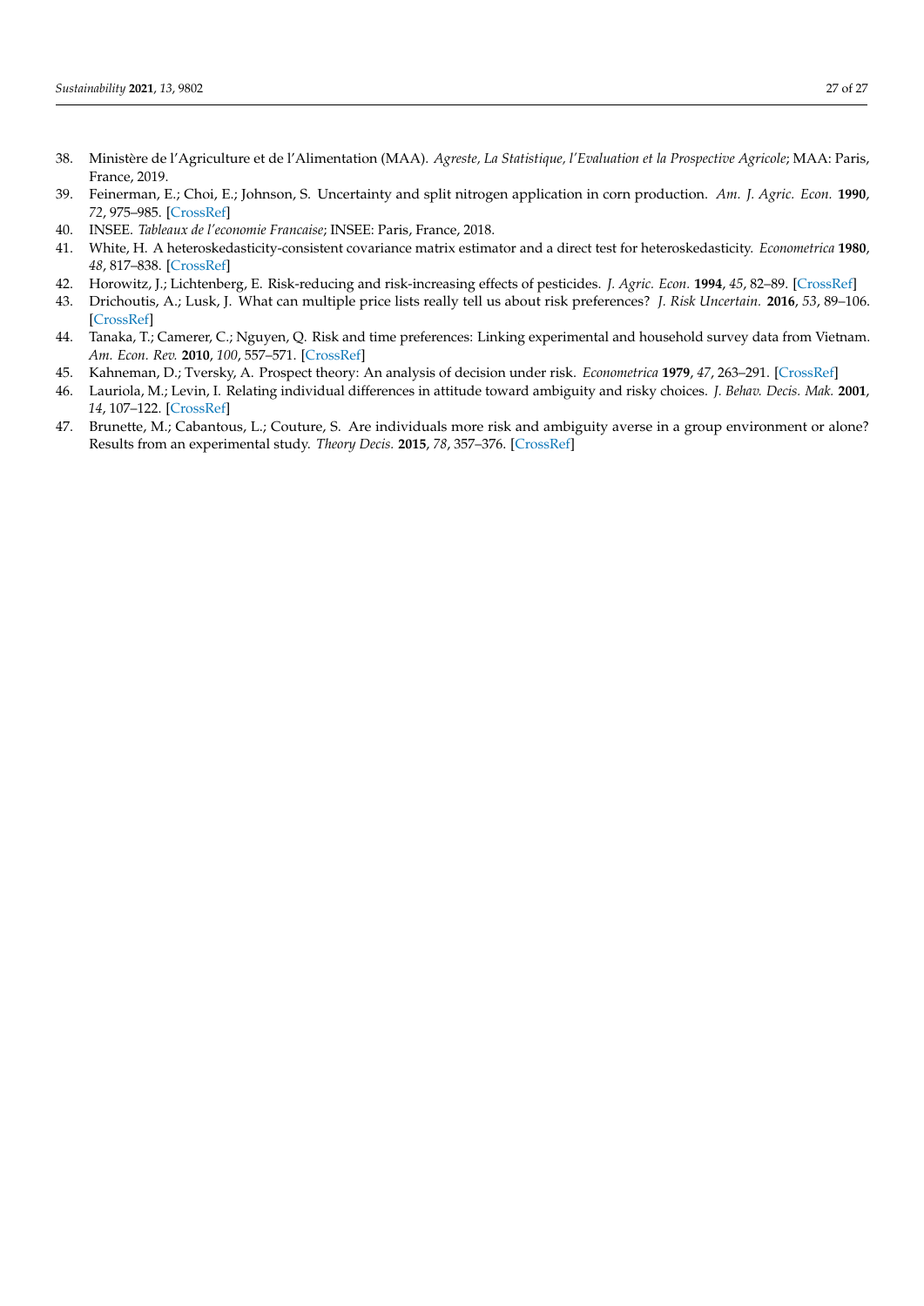38. Ministère de l'Agriculture et de l'Alimentation (MAA). *Agreste, La Statistique, l'Evaluation et la Prospective Agricole*; MAA: Paris, France, 2019.
39. Feinerman, E.; Choi, E.; Johnson, S. Uncertainty and split nitrogen application in corn production. *Am. J. Agric. Econ.* **1990**, *72*, 975–985. [CrossRef]
40. INSEE. *Tableaux de l'economie Francaise*; INSEE: Paris, France, 2018.
41. White, H. A heteroskedasticity-consistent covariance matrix estimator and a direct test for heteroskedasticity. *Econometrica* **1980**, *48*, 817–838. [CrossRef]
42. Horowitz, J.; Lichtenberg, E. Risk-reducing and risk-increasing effects of pesticides. *J. Agric. Econ.* **1994**, *45*, 82–89. [CrossRef]
43. Drichoutis, A.; Lusk, J. What can multiple price lists really tell us about risk preferences? *J. Risk Uncertain.* **2016**, *53*, 89–106. [CrossRef]
44. Tanaka, T.; Camerer, C.; Nguyen, Q. Risk and time preferences: Linking experimental and household survey data from Vietnam. *Am. Econ. Rev.* **2010**, *100*, 557–571. [CrossRef]
45. Kahneman, D.; Tversky, A. Prospect theory: An analysis of decision under risk. *Econometrica* **1979**, *47*, 263–291. [CrossRef]
46. Lauriola, M.; Levin, I. Relating individual differences in attitude toward ambiguity and risky choices. *J. Behav. Decis. Mak.* **2001**, *14*, 107–122. [CrossRef]
47. Brunette, M.; Cabantous, L.; Couture, S. Are individuals more risk and ambiguity averse in a group environment or alone? Results from an experimental study. *Theory Decis.* **2015**, *78*, 357–376. [CrossRef]